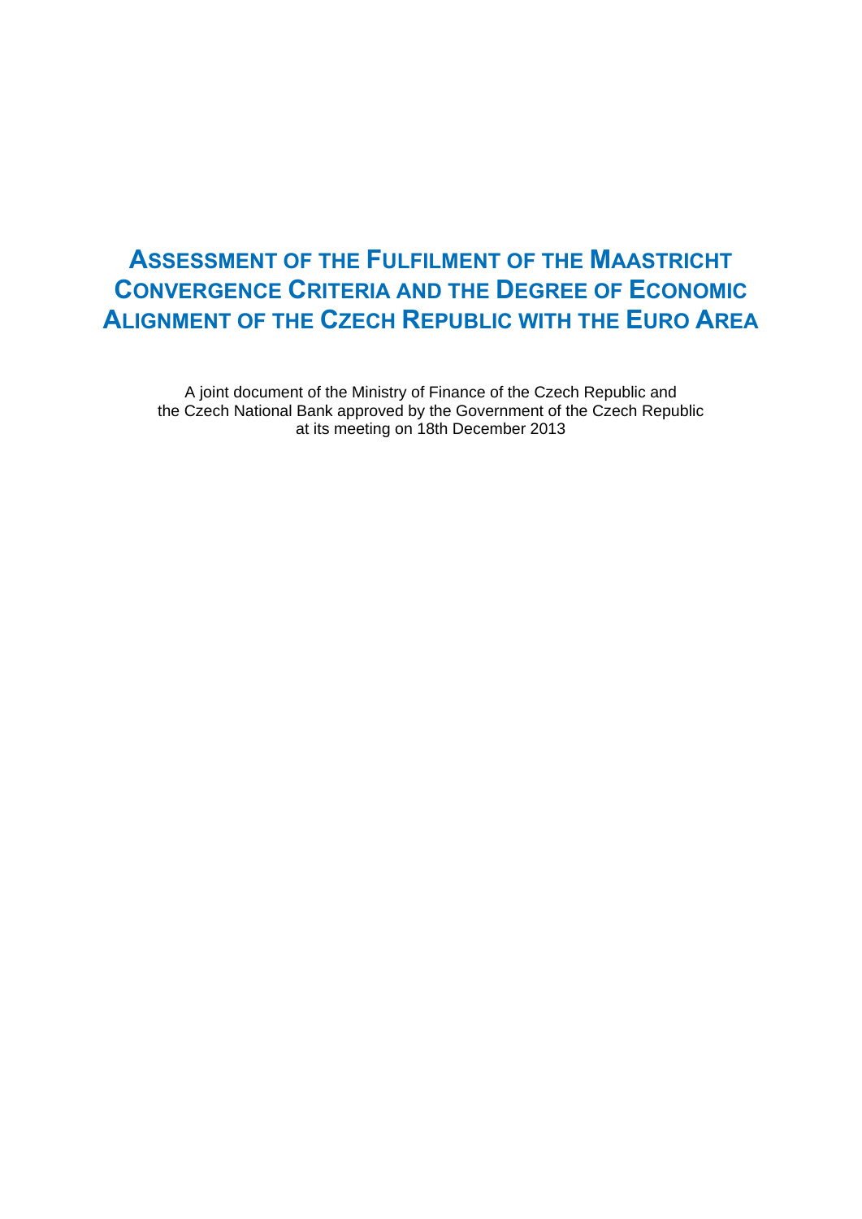# Assessment of the Fulfilment of the Maastricht Convergence Criteria and the Degree of Economic Alignment of the Czech Republic with the Euro Area

A joint document of the Ministry of Finance of the Czech Republic and the Czech National Bank approved by the Government of the Czech Republic at its meeting on 18th December 2013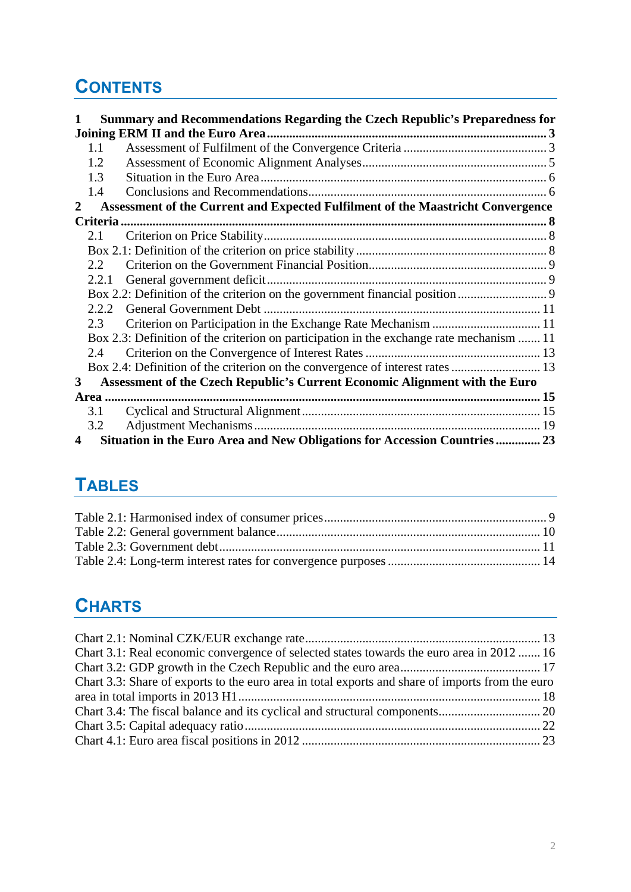# CONTENTS

**1 Summary and Recommendations Regarding the Czech Republic's Preparedness for Joining ERM II and the Euro Area ........ 3**

- 1.1 Assessment of Fulfilment of the Convergence Criteria ........ 3
- 1.2 Assessment of Economic Alignment Analyses ........ 5
- 1.3 Situation in the Euro Area ........ 6
- 1.4 Conclusions and Recommendations ........ 6

**2 Assessment of the Current and Expected Fulfilment of the Maastricht Convergence Criteria ........ 8**

- 2.1 Criterion on Price Stability ........ 8
- Box 2.1: Definition of the criterion on price stability ........ 8
- 2.2 Criterion on the Government Financial Position ........ 9
- 2.2.1 General government deficit ........ 9
- Box 2.2: Definition of the criterion on the government financial position ........ 9
- 2.2.2 General Government Debt ........ 11
- 2.3 Criterion on Participation in the Exchange Rate Mechanism ........ 11
- Box 2.3: Definition of the criterion on participation in the exchange rate mechanism ........ 11
- 2.4 Criterion on the Convergence of Interest Rates ........ 13
- Box 2.4: Definition of the criterion on the convergence of interest rates ........ 13

**3 Assessment of the Czech Republic's Current Economic Alignment with the Euro Area ........ 15**

- 3.1 Cyclical and Structural Alignment ........ 15
- 3.2 Adjustment Mechanisms ........ 19

**4 Situation in the Euro Area and New Obligations for Accession Countries ........ 23**

# TABLES

- Table 2.1: Harmonised index of consumer prices ........ 9
- Table 2.2: General government balance ........ 10
- Table 2.3: Government debt ........ 11
- Table 2.4: Long-term interest rates for convergence purposes ........ 14

# CHARTS

- Chart 2.1: Nominal CZK/EUR exchange rate ........ 13
- Chart 3.1: Real economic convergence of selected states towards the euro area in 2012 ........ 16
- Chart 3.2: GDP growth in the Czech Republic and the euro area ........ 17
- Chart 3.3: Share of exports to the euro area in total exports and share of imports from the euro area in total imports in 2013 H1 ........ 18
- Chart 3.4: The fiscal balance and its cyclical and structural components ........ 20
- Chart 3.5: Capital adequacy ratio ........ 22
- Chart 4.1: Euro area fiscal positions in 2012 ........ 23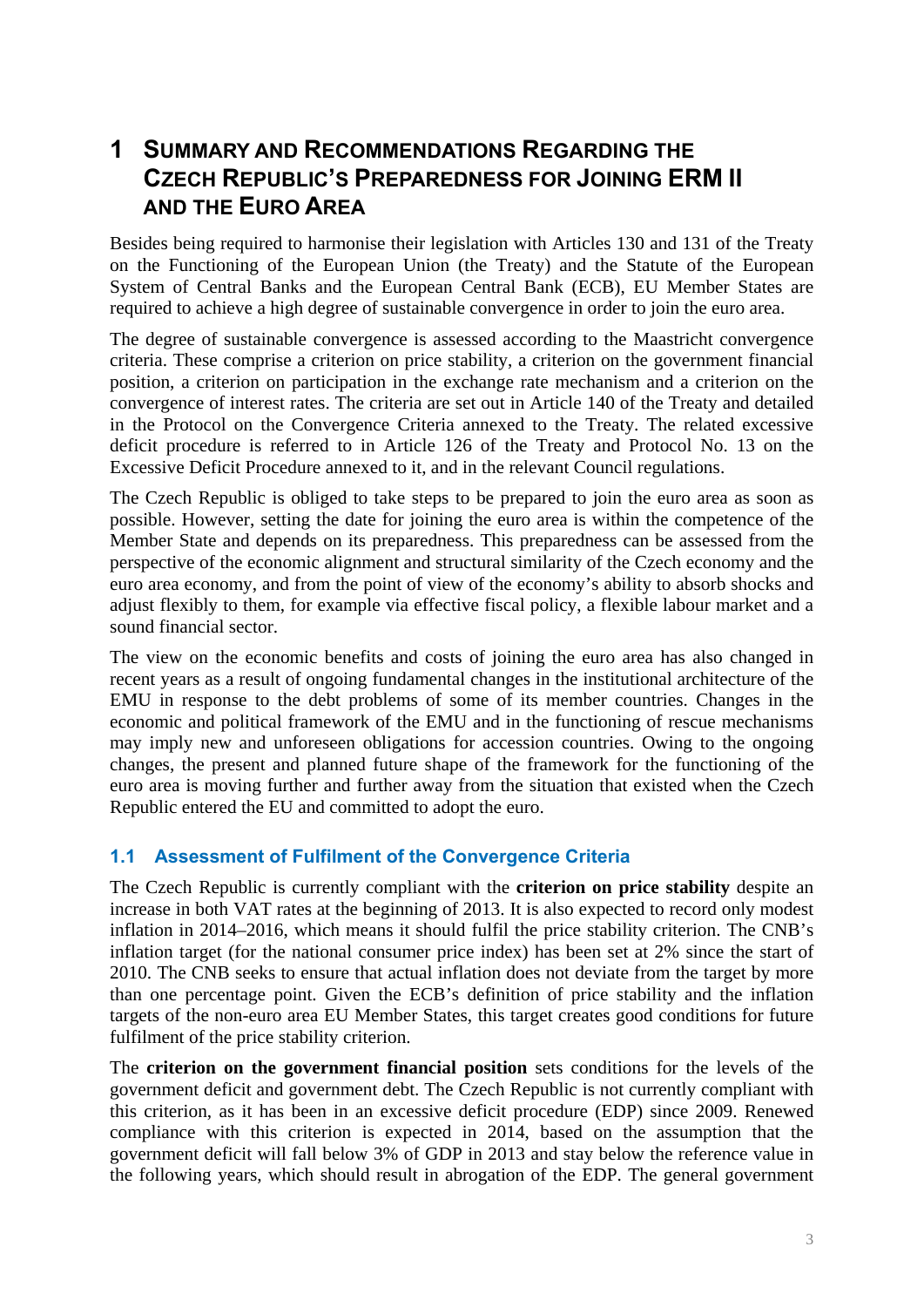# 1 SUMMARY AND RECOMMENDATIONS REGARDING THE CZECH REPUBLIC'S PREPAREDNESS FOR JOINING ERM II AND THE EURO AREA

Besides being required to harmonise their legislation with Articles 130 and 131 of the Treaty on the Functioning of the European Union (the Treaty) and the Statute of the European System of Central Banks and the European Central Bank (ECB), EU Member States are required to achieve a high degree of sustainable convergence in order to join the euro area.

The degree of sustainable convergence is assessed according to the Maastricht convergence criteria. These comprise a criterion on price stability, a criterion on the government financial position, a criterion on participation in the exchange rate mechanism and a criterion on the convergence of interest rates. The criteria are set out in Article 140 of the Treaty and detailed in the Protocol on the Convergence Criteria annexed to the Treaty. The related excessive deficit procedure is referred to in Article 126 of the Treaty and Protocol No. 13 on the Excessive Deficit Procedure annexed to it, and in the relevant Council regulations.

The Czech Republic is obliged to take steps to be prepared to join the euro area as soon as possible. However, setting the date for joining the euro area is within the competence of the Member State and depends on its preparedness. This preparedness can be assessed from the perspective of the economic alignment and structural similarity of the Czech economy and the euro area economy, and from the point of view of the economy's ability to absorb shocks and adjust flexibly to them, for example via effective fiscal policy, a flexible labour market and a sound financial sector.

The view on the economic benefits and costs of joining the euro area has also changed in recent years as a result of ongoing fundamental changes in the institutional architecture of the EMU in response to the debt problems of some of its member countries. Changes in the economic and political framework of the EMU and in the functioning of rescue mechanisms may imply new and unforeseen obligations for accession countries. Owing to the ongoing changes, the present and planned future shape of the framework for the functioning of the euro area is moving further and further away from the situation that existed when the Czech Republic entered the EU and committed to adopt the euro.

## 1.1 Assessment of Fulfilment of the Convergence Criteria

The Czech Republic is currently compliant with the **criterion on price stability** despite an increase in both VAT rates at the beginning of 2013. It is also expected to record only modest inflation in 2014–2016, which means it should fulfil the price stability criterion. The CNB's inflation target (for the national consumer price index) has been set at 2% since the start of 2010. The CNB seeks to ensure that actual inflation does not deviate from the target by more than one percentage point. Given the ECB's definition of price stability and the inflation targets of the non-euro area EU Member States, this target creates good conditions for future fulfilment of the price stability criterion.

The **criterion on the government financial position** sets conditions for the levels of the government deficit and government debt. The Czech Republic is not currently compliant with this criterion, as it has been in an excessive deficit procedure (EDP) since 2009. Renewed compliance with this criterion is expected in 2014, based on the assumption that the government deficit will fall below 3% of GDP in 2013 and stay below the reference value in the following years, which should result in abrogation of the EDP. The general government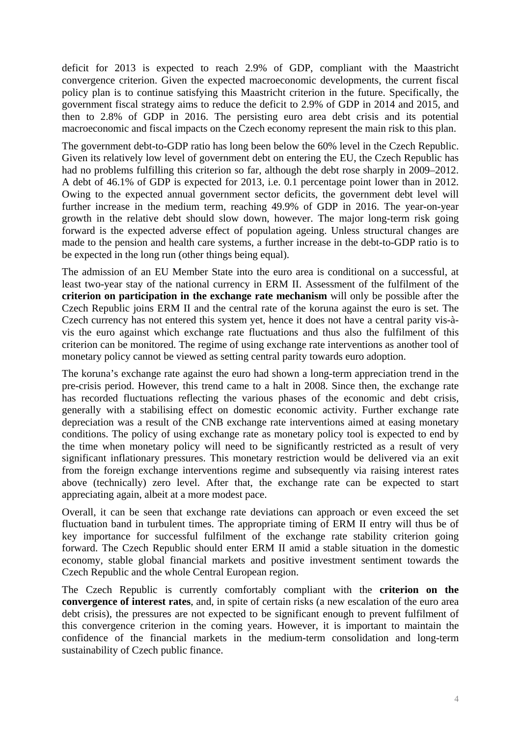deficit for 2013 is expected to reach 2.9% of GDP, compliant with the Maastricht convergence criterion. Given the expected macroeconomic developments, the current fiscal policy plan is to continue satisfying this Maastricht criterion in the future. Specifically, the government fiscal strategy aims to reduce the deficit to 2.9% of GDP in 2014 and 2015, and then to 2.8% of GDP in 2016. The persisting euro area debt crisis and its potential macroeconomic and fiscal impacts on the Czech economy represent the main risk to this plan.

The government debt-to-GDP ratio has long been below the 60% level in the Czech Republic. Given its relatively low level of government debt on entering the EU, the Czech Republic has had no problems fulfilling this criterion so far, although the debt rose sharply in 2009–2012. A debt of 46.1% of GDP is expected for 2013, i.e. 0.1 percentage point lower than in 2012. Owing to the expected annual government sector deficits, the government debt level will further increase in the medium term, reaching 49.9% of GDP in 2016. The year-on-year growth in the relative debt should slow down, however. The major long-term risk going forward is the expected adverse effect of population ageing. Unless structural changes are made to the pension and health care systems, a further increase in the debt-to-GDP ratio is to be expected in the long run (other things being equal).

The admission of an EU Member State into the euro area is conditional on a successful, at least two-year stay of the national currency in ERM II. Assessment of the fulfilment of the **criterion on participation in the exchange rate mechanism** will only be possible after the Czech Republic joins ERM II and the central rate of the koruna against the euro is set. The Czech currency has not entered this system yet, hence it does not have a central parity vis-à-vis the euro against which exchange rate fluctuations and thus also the fulfilment of this criterion can be monitored. The regime of using exchange rate interventions as another tool of monetary policy cannot be viewed as setting central parity towards euro adoption.

The koruna's exchange rate against the euro had shown a long-term appreciation trend in the pre-crisis period. However, this trend came to a halt in 2008. Since then, the exchange rate has recorded fluctuations reflecting the various phases of the economic and debt crisis, generally with a stabilising effect on domestic economic activity. Further exchange rate depreciation was a result of the CNB exchange rate interventions aimed at easing monetary conditions. The policy of using exchange rate as monetary policy tool is expected to end by the time when monetary policy will need to be significantly restricted as a result of very significant inflationary pressures. This monetary restriction would be delivered via an exit from the foreign exchange interventions regime and subsequently via raising interest rates above (technically) zero level. After that, the exchange rate can be expected to start appreciating again, albeit at a more modest pace.

Overall, it can be seen that exchange rate deviations can approach or even exceed the set fluctuation band in turbulent times. The appropriate timing of ERM II entry will thus be of key importance for successful fulfilment of the exchange rate stability criterion going forward. The Czech Republic should enter ERM II amid a stable situation in the domestic economy, stable global financial markets and positive investment sentiment towards the Czech Republic and the whole Central European region.

The Czech Republic is currently comfortably compliant with the **criterion on the convergence of interest rates**, and, in spite of certain risks (a new escalation of the euro area debt crisis), the pressures are not expected to be significant enough to prevent fulfilment of this convergence criterion in the coming years. However, it is important to maintain the confidence of the financial markets in the medium-term consolidation and long-term sustainability of Czech public finance.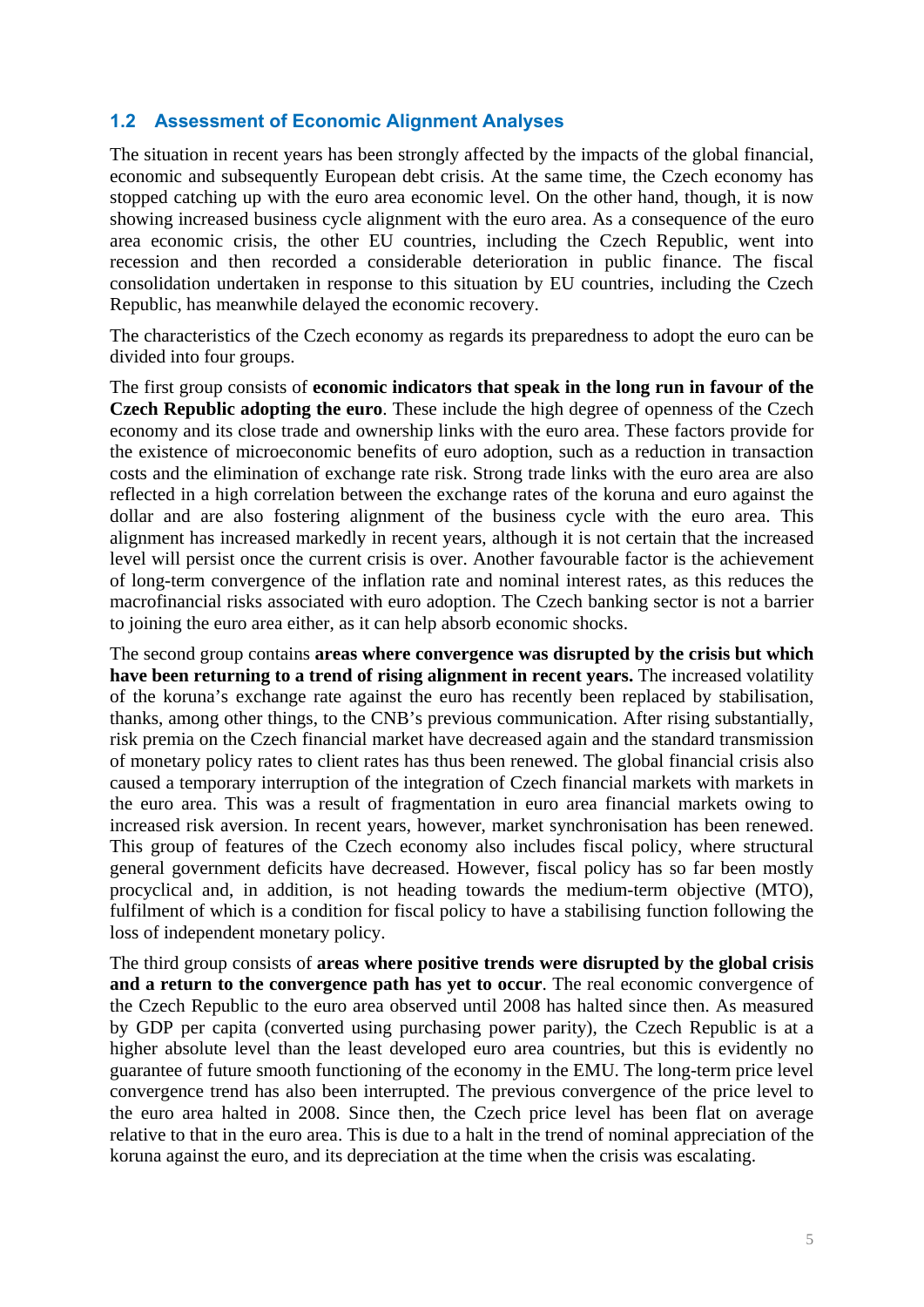## 1.2 Assessment of Economic Alignment Analyses

The situation in recent years has been strongly affected by the impacts of the global financial, economic and subsequently European debt crisis. At the same time, the Czech economy has stopped catching up with the euro area economic level. On the other hand, though, it is now showing increased business cycle alignment with the euro area. As a consequence of the euro area economic crisis, the other EU countries, including the Czech Republic, went into recession and then recorded a considerable deterioration in public finance. The fiscal consolidation undertaken in response to this situation by EU countries, including the Czech Republic, has meanwhile delayed the economic recovery.

The characteristics of the Czech economy as regards its preparedness to adopt the euro can be divided into four groups.

The first group consists of **economic indicators that speak in the long run in favour of the Czech Republic adopting the euro**. These include the high degree of openness of the Czech economy and its close trade and ownership links with the euro area. These factors provide for the existence of microeconomic benefits of euro adoption, such as a reduction in transaction costs and the elimination of exchange rate risk. Strong trade links with the euro area are also reflected in a high correlation between the exchange rates of the koruna and euro against the dollar and are also fostering alignment of the business cycle with the euro area. This alignment has increased markedly in recent years, although it is not certain that the increased level will persist once the current crisis is over. Another favourable factor is the achievement of long-term convergence of the inflation rate and nominal interest rates, as this reduces the macrofinancial risks associated with euro adoption. The Czech banking sector is not a barrier to joining the euro area either, as it can help absorb economic shocks.

The second group contains **areas where convergence was disrupted by the crisis but which have been returning to a trend of rising alignment in recent years.** The increased volatility of the koruna's exchange rate against the euro has recently been replaced by stabilisation, thanks, among other things, to the CNB's previous communication. After rising substantially, risk premia on the Czech financial market have decreased again and the standard transmission of monetary policy rates to client rates has thus been renewed. The global financial crisis also caused a temporary interruption of the integration of Czech financial markets with markets in the euro area. This was a result of fragmentation in euro area financial markets owing to increased risk aversion. In recent years, however, market synchronisation has been renewed. This group of features of the Czech economy also includes fiscal policy, where structural general government deficits have decreased. However, fiscal policy has so far been mostly procyclical and, in addition, is not heading towards the medium-term objective (MTO), fulfilment of which is a condition for fiscal policy to have a stabilising function following the loss of independent monetary policy.

The third group consists of **areas where positive trends were disrupted by the global crisis and a return to the convergence path has yet to occur**. The real economic convergence of the Czech Republic to the euro area observed until 2008 has halted since then. As measured by GDP per capita (converted using purchasing power parity), the Czech Republic is at a higher absolute level than the least developed euro area countries, but this is evidently no guarantee of future smooth functioning of the economy in the EMU. The long-term price level convergence trend has also been interrupted. The previous convergence of the price level to the euro area halted in 2008. Since then, the Czech price level has been flat on average relative to that in the euro area. This is due to a halt in the trend of nominal appreciation of the koruna against the euro, and its depreciation at the time when the crisis was escalating.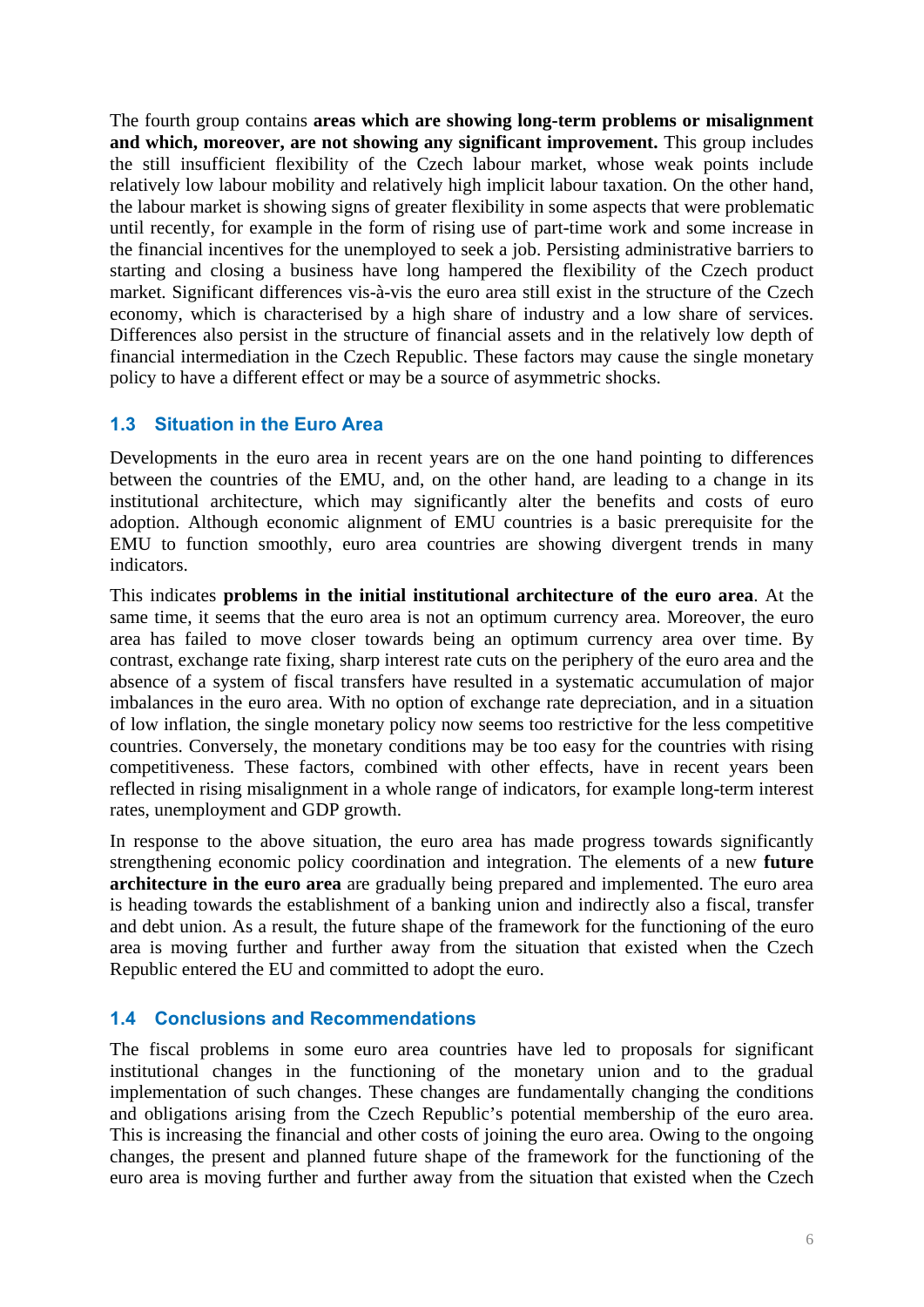The fourth group contains **areas which are showing long-term problems or misalignment and which, moreover, are not showing any significant improvement.** This group includes the still insufficient flexibility of the Czech labour market, whose weak points include relatively low labour mobility and relatively high implicit labour taxation. On the other hand, the labour market is showing signs of greater flexibility in some aspects that were problematic until recently, for example in the form of rising use of part-time work and some increase in the financial incentives for the unemployed to seek a job. Persisting administrative barriers to starting and closing a business have long hampered the flexibility of the Czech product market. Significant differences vis-à-vis the euro area still exist in the structure of the Czech economy, which is characterised by a high share of industry and a low share of services. Differences also persist in the structure of financial assets and in the relatively low depth of financial intermediation in the Czech Republic. These factors may cause the single monetary policy to have a different effect or may be a source of asymmetric shocks.

## 1.3 Situation in the Euro Area

Developments in the euro area in recent years are on the one hand pointing to differences between the countries of the EMU, and, on the other hand, are leading to a change in its institutional architecture, which may significantly alter the benefits and costs of euro adoption. Although economic alignment of EMU countries is a basic prerequisite for the EMU to function smoothly, euro area countries are showing divergent trends in many indicators.

This indicates **problems in the initial institutional architecture of the euro area**. At the same time, it seems that the euro area is not an optimum currency area. Moreover, the euro area has failed to move closer towards being an optimum currency area over time. By contrast, exchange rate fixing, sharp interest rate cuts on the periphery of the euro area and the absence of a system of fiscal transfers have resulted in a systematic accumulation of major imbalances in the euro area. With no option of exchange rate depreciation, and in a situation of low inflation, the single monetary policy now seems too restrictive for the less competitive countries. Conversely, the monetary conditions may be too easy for the countries with rising competitiveness. These factors, combined with other effects, have in recent years been reflected in rising misalignment in a whole range of indicators, for example long-term interest rates, unemployment and GDP growth.

In response to the above situation, the euro area has made progress towards significantly strengthening economic policy coordination and integration. The elements of a new **future architecture in the euro area** are gradually being prepared and implemented. The euro area is heading towards the establishment of a banking union and indirectly also a fiscal, transfer and debt union. As a result, the future shape of the framework for the functioning of the euro area is moving further and further away from the situation that existed when the Czech Republic entered the EU and committed to adopt the euro.

## 1.4 Conclusions and Recommendations

The fiscal problems in some euro area countries have led to proposals for significant institutional changes in the functioning of the monetary union and to the gradual implementation of such changes. These changes are fundamentally changing the conditions and obligations arising from the Czech Republic's potential membership of the euro area. This is increasing the financial and other costs of joining the euro area. Owing to the ongoing changes, the present and planned future shape of the framework for the functioning of the euro area is moving further and further away from the situation that existed when the Czech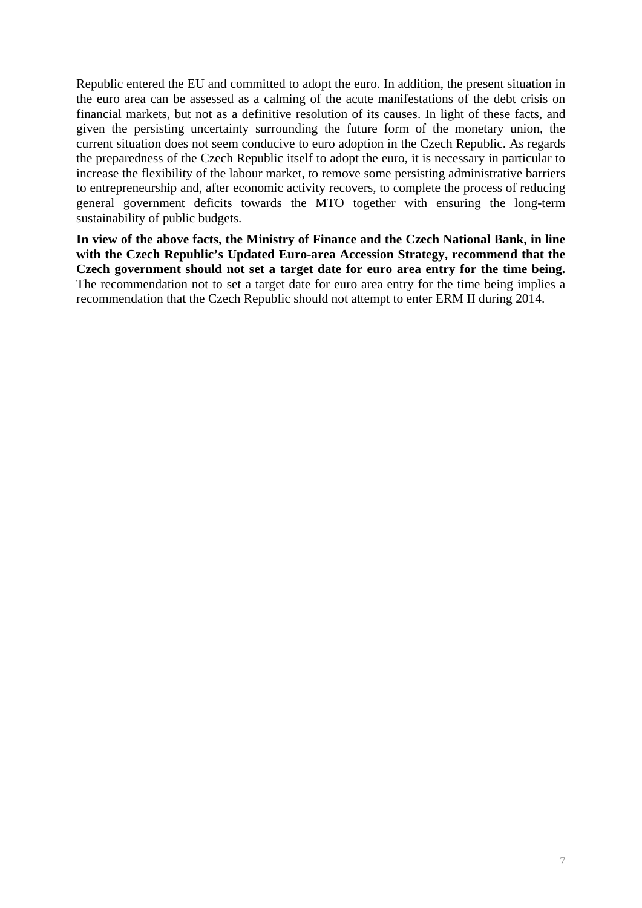Republic entered the EU and committed to adopt the euro. In addition, the present situation in the euro area can be assessed as a calming of the acute manifestations of the debt crisis on financial markets, but not as a definitive resolution of its causes. In light of these facts, and given the persisting uncertainty surrounding the future form of the monetary union, the current situation does not seem conducive to euro adoption in the Czech Republic. As regards the preparedness of the Czech Republic itself to adopt the euro, it is necessary in particular to increase the flexibility of the labour market, to remove some persisting administrative barriers to entrepreneurship and, after economic activity recovers, to complete the process of reducing general government deficits towards the MTO together with ensuring the long-term sustainability of public budgets.

**In view of the above facts, the Ministry of Finance and the Czech National Bank, in line with the Czech Republic's Updated Euro-area Accession Strategy, recommend that the Czech government should not set a target date for euro area entry for the time being.** The recommendation not to set a target date for euro area entry for the time being implies a recommendation that the Czech Republic should not attempt to enter ERM II during 2014.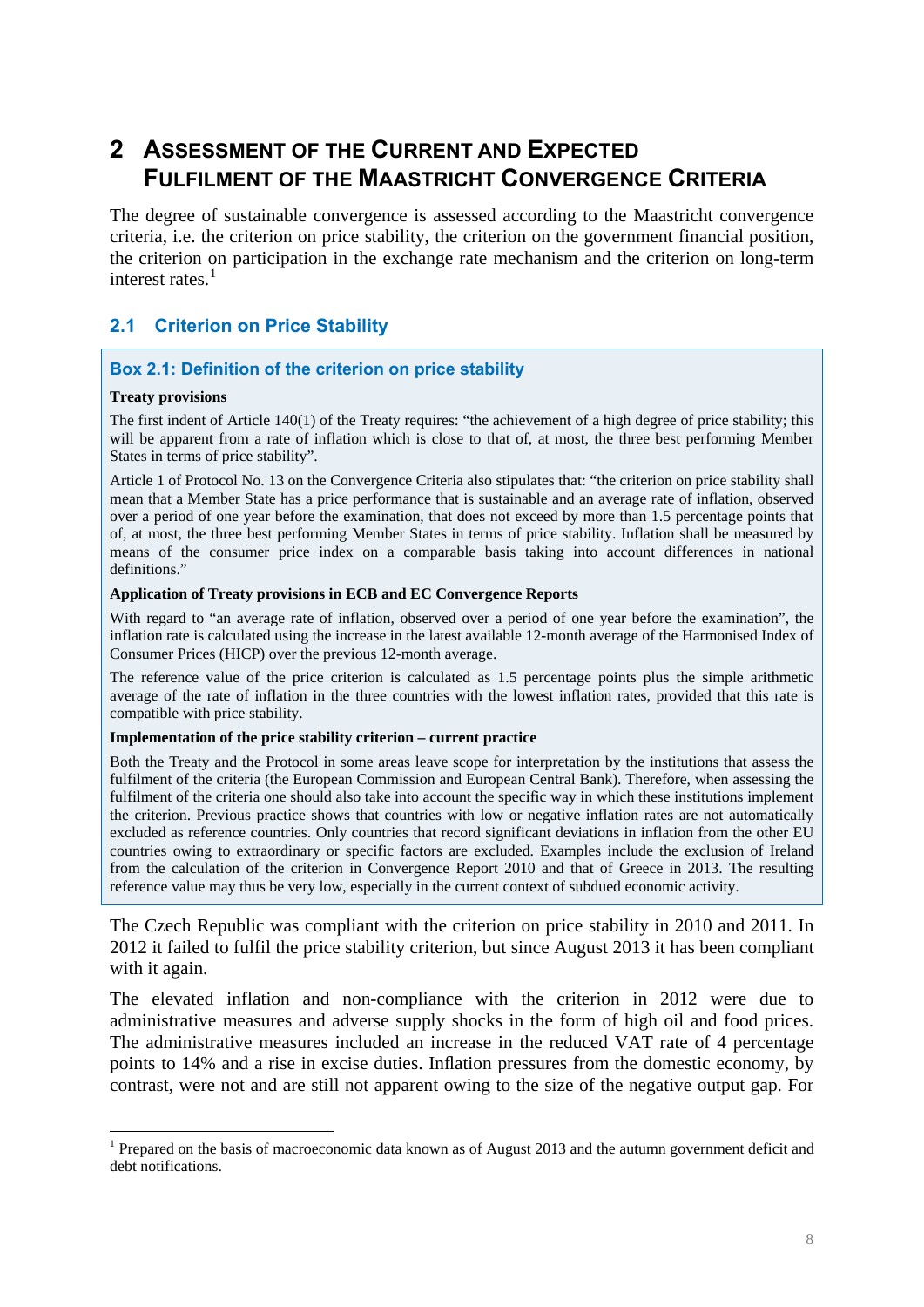# 2 Assessment of the Current and Expected Fulfilment of the Maastricht Convergence Criteria

The degree of sustainable convergence is assessed according to the Maastricht convergence criteria, i.e. the criterion on price stability, the criterion on the government financial position, the criterion on participation in the exchange rate mechanism and the criterion on long-term interest rates.[1]

## 2.1 Criterion on Price Stability

### Box 2.1: Definition of the criterion on price stability

**Treaty provisions**

The first indent of Article 140(1) of the Treaty requires: "the achievement of a high degree of price stability; this will be apparent from a rate of inflation which is close to that of, at most, the three best performing Member States in terms of price stability".

Article 1 of Protocol No. 13 on the Convergence Criteria also stipulates that: "the criterion on price stability shall mean that a Member State has a price performance that is sustainable and an average rate of inflation, observed over a period of one year before the examination, that does not exceed by more than 1.5 percentage points that of, at most, the three best performing Member States in terms of price stability. Inflation shall be measured by means of the consumer price index on a comparable basis taking into account differences in national definitions."

**Application of Treaty provisions in ECB and EC Convergence Reports**

With regard to "an average rate of inflation, observed over a period of one year before the examination", the inflation rate is calculated using the increase in the latest available 12-month average of the Harmonised Index of Consumer Prices (HICP) over the previous 12-month average.

The reference value of the price criterion is calculated as 1.5 percentage points plus the simple arithmetic average of the rate of inflation in the three countries with the lowest inflation rates, provided that this rate is compatible with price stability.

**Implementation of the price stability criterion – current practice**

Both the Treaty and the Protocol in some areas leave scope for interpretation by the institutions that assess the fulfilment of the criteria (the European Commission and European Central Bank). Therefore, when assessing the fulfilment of the criteria one should also take into account the specific way in which these institutions implement the criterion. Previous practice shows that countries with low or negative inflation rates are not automatically excluded as reference countries. Only countries that record significant deviations in inflation from the other EU countries owing to extraordinary or specific factors are excluded. Examples include the exclusion of Ireland from the calculation of the criterion in Convergence Report 2010 and that of Greece in 2013. The resulting reference value may thus be very low, especially in the current context of subdued economic activity.

The Czech Republic was compliant with the criterion on price stability in 2010 and 2011. In 2012 it failed to fulfil the price stability criterion, but since August 2013 it has been compliant with it again.

The elevated inflation and non-compliance with the criterion in 2012 were due to administrative measures and adverse supply shocks in the form of high oil and food prices. The administrative measures included an increase in the reduced VAT rate of 4 percentage points to 14% and a rise in excise duties. Inflation pressures from the domestic economy, by contrast, were not and are still not apparent owing to the size of the negative output gap. For

---

[1] Prepared on the basis of macroeconomic data known as of August 2013 and the autumn government deficit and debt notifications.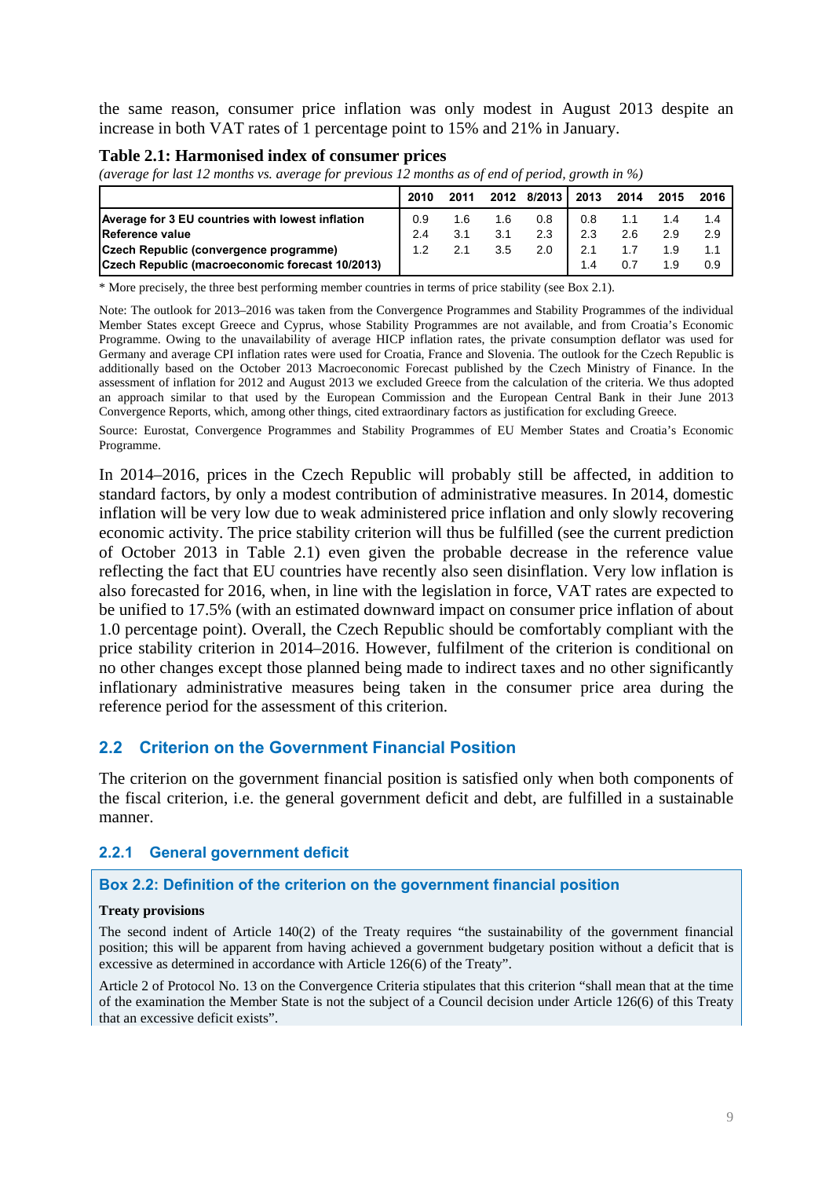the same reason, consumer price inflation was only modest in August 2013 despite an increase in both VAT rates of 1 percentage point to 15% and 21% in January.

**Table 2.1: Harmonised index of consumer prices**

*(average for last 12 months vs. average for previous 12 months as of end of period, growth in %)*

| | 2010 | 2011 | 2012 | 8/2013 | 2013 | 2014 | 2015 | 2016 |
|---|---|---|---|---|---|---|---|---|
| **Average for 3 EU countries with lowest inflation** | 0.9 | 1.6 | 1.6 | 0.8 | 0.8 | 1.1 | 1.4 | 1.4 |
| **Reference value** | 2.4 | 3.1 | 3.1 | 2.3 | 2.3 | 2.6 | 2.9 | 2.9 |
| **Czech Republic (convergence programme)** | 1.2 | 2.1 | 3.5 | 2.0 | 2.1 | 1.7 | 1.9 | 1.1 |
| **Czech Republic (macroeconomic forecast 10/2013)** | | | | | 1.4 | 0.7 | 1.9 | 0.9 |

\* More precisely, the three best performing member countries in terms of price stability (see Box 2.1).

Note: The outlook for 2013–2016 was taken from the Convergence Programmes and Stability Programmes of the individual Member States except Greece and Cyprus, whose Stability Programmes are not available, and from Croatia's Economic Programme. Owing to the unavailability of average HICP inflation rates, the private consumption deflator was used for Germany and average CPI inflation rates were used for Croatia, France and Slovenia. The outlook for the Czech Republic is additionally based on the October 2013 Macroeconomic Forecast published by the Czech Ministry of Finance. In the assessment of inflation for 2012 and August 2013 we excluded Greece from the calculation of the criteria. We thus adopted an approach similar to that used by the European Commission and the European Central Bank in their June 2013 Convergence Reports, which, among other things, cited extraordinary factors as justification for excluding Greece.

Source: Eurostat, Convergence Programmes and Stability Programmes of EU Member States and Croatia's Economic Programme.

In 2014–2016, prices in the Czech Republic will probably still be affected, in addition to standard factors, by only a modest contribution of administrative measures. In 2014, domestic inflation will be very low due to weak administered price inflation and only slowly recovering economic activity. The price stability criterion will thus be fulfilled (see the current prediction of October 2013 in Table 2.1) even given the probable decrease in the reference value reflecting the fact that EU countries have recently also seen disinflation. Very low inflation is also forecasted for 2016, when, in line with the legislation in force, VAT rates are expected to be unified to 17.5% (with an estimated downward impact on consumer price inflation of about 1.0 percentage point). Overall, the Czech Republic should be comfortably compliant with the price stability criterion in 2014–2016. However, fulfilment of the criterion is conditional on no other changes except those planned being made to indirect taxes and no other significantly inflationary administrative measures being taken in the consumer price area during the reference period for the assessment of this criterion.

## 2.2 Criterion on the Government Financial Position

The criterion on the government financial position is satisfied only when both components of the fiscal criterion, i.e. the general government deficit and debt, are fulfilled in a sustainable manner.

### 2.2.1 General government deficit

**Box 2.2: Definition of the criterion on the government financial position**

**Treaty provisions**

The second indent of Article 140(2) of the Treaty requires "the sustainability of the government financial position; this will be apparent from having achieved a government budgetary position without a deficit that is excessive as determined in accordance with Article 126(6) of the Treaty".

Article 2 of Protocol No. 13 on the Convergence Criteria stipulates that this criterion "shall mean that at the time of the examination the Member State is not the subject of a Council decision under Article 126(6) of this Treaty that an excessive deficit exists".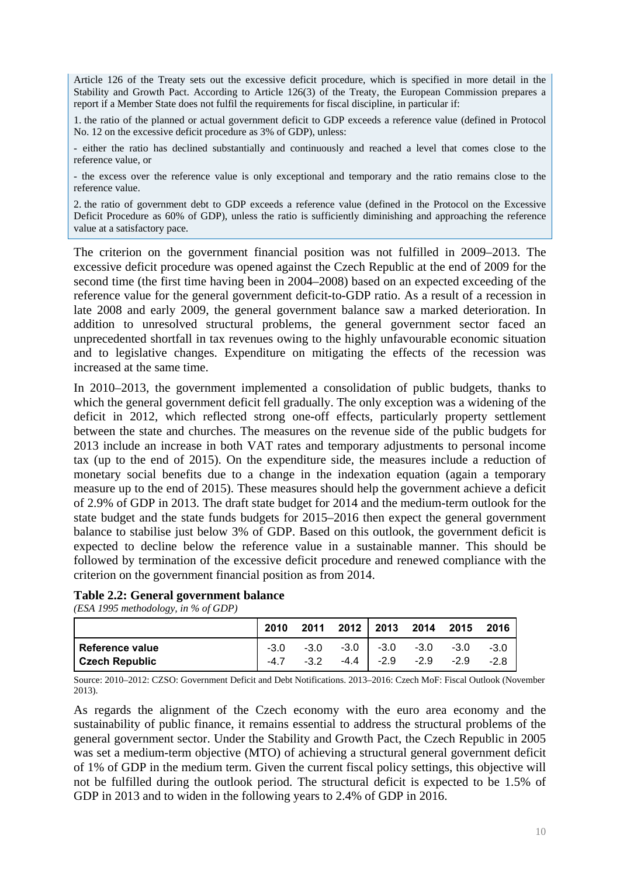Article 126 of the Treaty sets out the excessive deficit procedure, which is specified in more detail in the Stability and Growth Pact. According to Article 126(3) of the Treaty, the European Commission prepares a report if a Member State does not fulfil the requirements for fiscal discipline, in particular if:

1. the ratio of the planned or actual government deficit to GDP exceeds a reference value (defined in Protocol No. 12 on the excessive deficit procedure as 3% of GDP), unless:

- either the ratio has declined substantially and continuously and reached a level that comes close to the reference value, or

- the excess over the reference value is only exceptional and temporary and the ratio remains close to the reference value.

2. the ratio of government debt to GDP exceeds a reference value (defined in the Protocol on the Excessive Deficit Procedure as 60% of GDP), unless the ratio is sufficiently diminishing and approaching the reference value at a satisfactory pace.

The criterion on the government financial position was not fulfilled in 2009–2013. The excessive deficit procedure was opened against the Czech Republic at the end of 2009 for the second time (the first time having been in 2004–2008) based on an expected exceeding of the reference value for the general government deficit-to-GDP ratio. As a result of a recession in late 2008 and early 2009, the general government balance saw a marked deterioration. In addition to unresolved structural problems, the general government sector faced an unprecedented shortfall in tax revenues owing to the highly unfavourable economic situation and to legislative changes. Expenditure on mitigating the effects of the recession was increased at the same time.

In 2010–2013, the government implemented a consolidation of public budgets, thanks to which the general government deficit fell gradually. The only exception was a widening of the deficit in 2012, which reflected strong one-off effects, particularly property settlement between the state and churches. The measures on the revenue side of the public budgets for 2013 include an increase in both VAT rates and temporary adjustments to personal income tax (up to the end of 2015). On the expenditure side, the measures include a reduction of monetary social benefits due to a change in the indexation equation (again a temporary measure up to the end of 2015). These measures should help the government achieve a deficit of 2.9% of GDP in 2013. The draft state budget for 2014 and the medium-term outlook for the state budget and the state funds budgets for 2015–2016 then expect the general government balance to stabilise just below 3% of GDP. Based on this outlook, the government deficit is expected to decline below the reference value in a sustainable manner. This should be followed by termination of the excessive deficit procedure and renewed compliance with the criterion on the government financial position as from 2014.

**Table 2.2: General government balance**

*(ESA 1995 methodology, in % of GDP)*

| | 2010 | 2011 | 2012 | 2013 | 2014 | 2015 | 2016 |
|---|---|---|---|---|---|---|---|
| **Reference value** | -3.0 | -3.0 | -3.0 | -3.0 | -3.0 | -3.0 | -3.0 |
| **Czech Republic** | -4.7 | -3.2 | -4.4 | -2.9 | -2.9 | -2.9 | -2.8 |

Source: 2010–2012: CZSO: Government Deficit and Debt Notifications. 2013–2016: Czech MoF: Fiscal Outlook (November 2013).

As regards the alignment of the Czech economy with the euro area economy and the sustainability of public finance, it remains essential to address the structural problems of the general government sector. Under the Stability and Growth Pact, the Czech Republic in 2005 was set a medium-term objective (MTO) of achieving a structural general government deficit of 1% of GDP in the medium term. Given the current fiscal policy settings, this objective will not be fulfilled during the outlook period. The structural deficit is expected to be 1.5% of GDP in 2013 and to widen in the following years to 2.4% of GDP in 2016.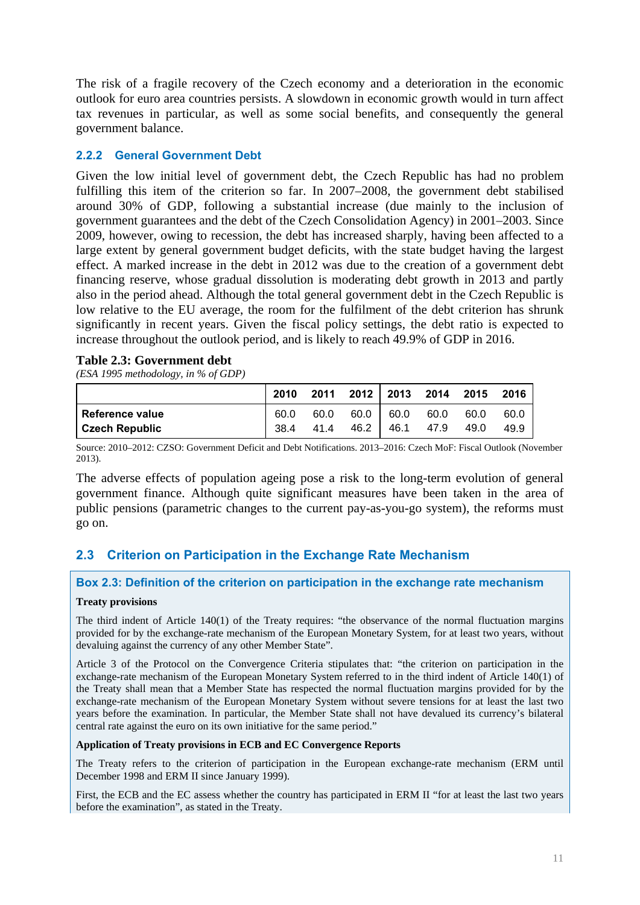The risk of a fragile recovery of the Czech economy and a deterioration in the economic outlook for euro area countries persists. A slowdown in economic growth would in turn affect tax revenues in particular, as well as some social benefits, and consequently the general government balance.

### 2.2.2 General Government Debt

Given the low initial level of government debt, the Czech Republic has had no problem fulfilling this item of the criterion so far. In 2007–2008, the government debt stabilised around 30% of GDP, following a substantial increase (due mainly to the inclusion of government guarantees and the debt of the Czech Consolidation Agency) in 2001–2003. Since 2009, however, owing to recession, the debt has increased sharply, having been affected to a large extent by general government budget deficits, with the state budget having the largest effect. A marked increase in the debt in 2012 was due to the creation of a government debt financing reserve, whose gradual dissolution is moderating debt growth in 2013 and partly also in the period ahead. Although the total general government debt in the Czech Republic is low relative to the EU average, the room for the fulfilment of the debt criterion has shrunk significantly in recent years. Given the fiscal policy settings, the debt ratio is expected to increase throughout the outlook period, and is likely to reach 49.9% of GDP in 2016.

**Table 2.3: Government debt**
*(ESA 1995 methodology, in % of GDP)*

| | 2010 | 2011 | 2012 | 2013 | 2014 | 2015 | 2016 |
|---|---|---|---|---|---|---|---|
| **Reference value** | 60.0 | 60.0 | 60.0 | 60.0 | 60.0 | 60.0 | 60.0 |
| **Czech Republic** | 38.4 | 41.4 | 46.2 | 46.1 | 47.9 | 49.0 | 49.9 |

Source: 2010–2012: CZSO: Government Deficit and Debt Notifications. 2013–2016: Czech MoF: Fiscal Outlook (November 2013).

The adverse effects of population ageing pose a risk to the long-term evolution of general government finance. Although quite significant measures have been taken in the area of public pensions (parametric changes to the current pay-as-you-go system), the reforms must go on.

## 2.3 Criterion on Participation in the Exchange Rate Mechanism

### Box 2.3: Definition of the criterion on participation in the exchange rate mechanism

**Treaty provisions**

The third indent of Article 140(1) of the Treaty requires: "the observance of the normal fluctuation margins provided for by the exchange-rate mechanism of the European Monetary System, for at least two years, without devaluing against the currency of any other Member State".

Article 3 of the Protocol on the Convergence Criteria stipulates that: "the criterion on participation in the exchange-rate mechanism of the European Monetary System referred to in the third indent of Article 140(1) of the Treaty shall mean that a Member State has respected the normal fluctuation margins provided for by the exchange-rate mechanism of the European Monetary System without severe tensions for at least the last two years before the examination. In particular, the Member State shall not have devalued its currency's bilateral central rate against the euro on its own initiative for the same period."

**Application of Treaty provisions in ECB and EC Convergence Reports**

The Treaty refers to the criterion of participation in the European exchange-rate mechanism (ERM until December 1998 and ERM II since January 1999).

First, the ECB and the EC assess whether the country has participated in ERM II "for at least the last two years before the examination", as stated in the Treaty.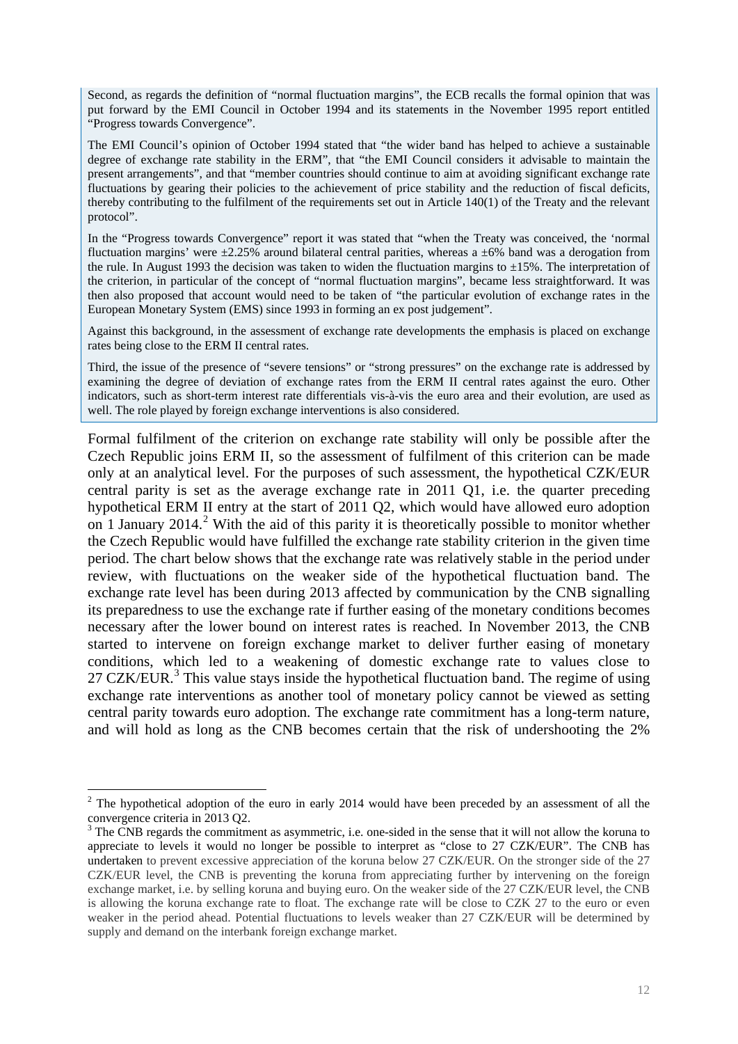Second, as regards the definition of "normal fluctuation margins", the ECB recalls the formal opinion that was put forward by the EMI Council in October 1994 and its statements in the November 1995 report entitled "Progress towards Convergence".

The EMI Council's opinion of October 1994 stated that "the wider band has helped to achieve a sustainable degree of exchange rate stability in the ERM", that "the EMI Council considers it advisable to maintain the present arrangements", and that "member countries should continue to aim at avoiding significant exchange rate fluctuations by gearing their policies to the achievement of price stability and the reduction of fiscal deficits, thereby contributing to the fulfilment of the requirements set out in Article 140(1) of the Treaty and the relevant protocol".

In the "Progress towards Convergence" report it was stated that "when the Treaty was conceived, the 'normal fluctuation margins' were ±2.25% around bilateral central parities, whereas a ±6% band was a derogation from the rule. In August 1993 the decision was taken to widen the fluctuation margins to ±15%. The interpretation of the criterion, in particular of the concept of "normal fluctuation margins", became less straightforward. It was then also proposed that account would need to be taken of "the particular evolution of exchange rates in the European Monetary System (EMS) since 1993 in forming an ex post judgement".

Against this background, in the assessment of exchange rate developments the emphasis is placed on exchange rates being close to the ERM II central rates.

Third, the issue of the presence of "severe tensions" or "strong pressures" on the exchange rate is addressed by examining the degree of deviation of exchange rates from the ERM II central rates against the euro. Other indicators, such as short-term interest rate differentials vis-à-vis the euro area and their evolution, are used as well. The role played by foreign exchange interventions is also considered.

Formal fulfilment of the criterion on exchange rate stability will only be possible after the Czech Republic joins ERM II, so the assessment of fulfilment of this criterion can be made only at an analytical level. For the purposes of such assessment, the hypothetical CZK/EUR central parity is set as the average exchange rate in 2011 Q1, i.e. the quarter preceding hypothetical ERM II entry at the start of 2011 Q2, which would have allowed euro adoption on 1 January 2014.[2] With the aid of this parity it is theoretically possible to monitor whether the Czech Republic would have fulfilled the exchange rate stability criterion in the given time period. The chart below shows that the exchange rate was relatively stable in the period under review, with fluctuations on the weaker side of the hypothetical fluctuation band. The exchange rate level has been during 2013 affected by communication by the CNB signalling its preparedness to use the exchange rate if further easing of the monetary conditions becomes necessary after the lower bound on interest rates is reached. In November 2013, the CNB started to intervene on foreign exchange market to deliver further easing of monetary conditions, which led to a weakening of domestic exchange rate to values close to 27 CZK/EUR.[3] This value stays inside the hypothetical fluctuation band. The regime of using exchange rate interventions as another tool of monetary policy cannot be viewed as setting central parity towards euro adoption. The exchange rate commitment has a long-term nature, and will hold as long as the CNB becomes certain that the risk of undershooting the 2%

---

[2] The hypothetical adoption of the euro in early 2014 would have been preceded by an assessment of all the convergence criteria in 2013 Q2.

[3] The CNB regards the commitment as asymmetric, i.e. one-sided in the sense that it will not allow the koruna to appreciate to levels it would no longer be possible to interpret as "close to 27 CZK/EUR". The CNB has undertaken to prevent excessive appreciation of the koruna below 27 CZK/EUR. On the stronger side of the 27 CZK/EUR level, the CNB is preventing the koruna from appreciating further by intervening on the foreign exchange market, i.e. by selling koruna and buying euro. On the weaker side of the 27 CZK/EUR level, the CNB is allowing the koruna exchange rate to float. The exchange rate will be close to CZK 27 to the euro or even weaker in the period ahead. Potential fluctuations to levels weaker than 27 CZK/EUR will be determined by supply and demand on the interbank foreign exchange market.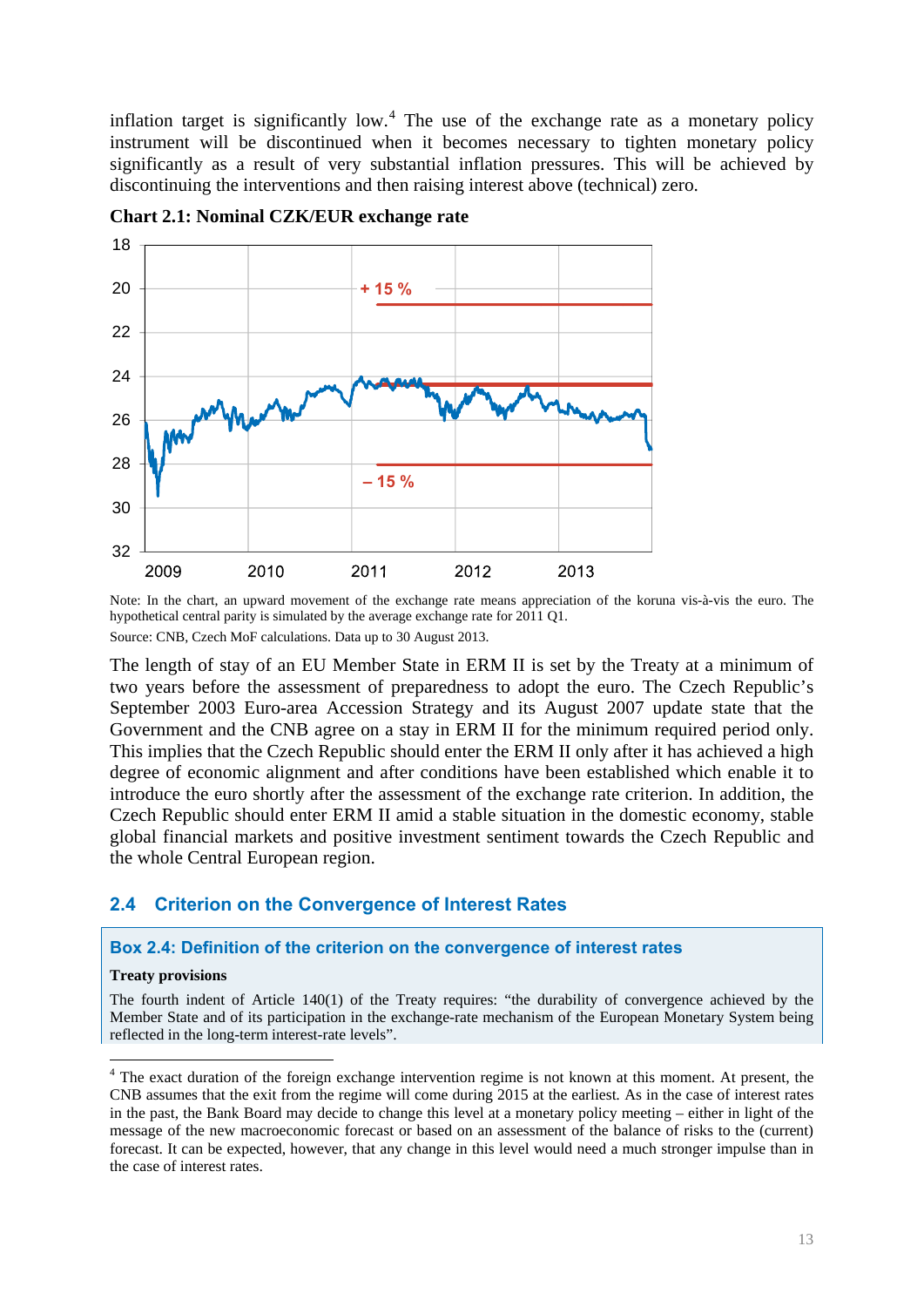inflation target is significantly low.[4] The use of the exchange rate as a monetary policy instrument will be discontinued when it becomes necessary to tighten monetary policy significantly as a result of very substantial inflation pressures. This will be achieved by discontinuing the interventions and then raising interest above (technical) zero.

**Chart 2.1: Nominal CZK/EUR exchange rate**

Note: In the chart, an upward movement of the exchange rate means appreciation of the koruna vis-à-vis the euro. The hypothetical central parity is simulated by the average exchange rate for 2011 Q1.

Source: CNB, Czech MoF calculations. Data up to 30 August 2013.

The length of stay of an EU Member State in ERM II is set by the Treaty at a minimum of two years before the assessment of preparedness to adopt the euro. The Czech Republic's September 2003 Euro-area Accession Strategy and its August 2007 update state that the Government and the CNB agree on a stay in ERM II for the minimum required period only. This implies that the Czech Republic should enter the ERM II only after it has achieved a high degree of economic alignment and after conditions have been established which enable it to introduce the euro shortly after the assessment of the exchange rate criterion. In addition, the Czech Republic should enter ERM II amid a stable situation in the domestic economy, stable global financial markets and positive investment sentiment towards the Czech Republic and the whole Central European region.

## 2.4 Criterion on the Convergence of Interest Rates

### Box 2.4: Definition of the criterion on the convergence of interest rates

**Treaty provisions**

The fourth indent of Article 140(1) of the Treaty requires: "the durability of convergence achieved by the Member State and of its participation in the exchange-rate mechanism of the European Monetary System being reflected in the long-term interest-rate levels".

---

[4] The exact duration of the foreign exchange intervention regime is not known at this moment. At present, the CNB assumes that the exit from the regime will come during 2015 at the earliest. As in the case of interest rates in the past, the Bank Board may decide to change this level at a monetary policy meeting – either in light of the message of the new macroeconomic forecast or based on an assessment of the balance of risks to the (current) forecast. It can be expected, however, that any change in this level would need a much stronger impulse than in the case of interest rates.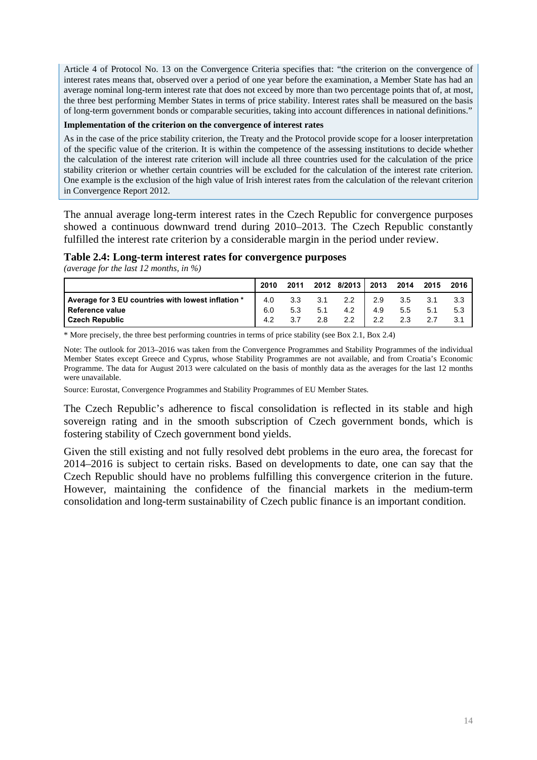Article 4 of Protocol No. 13 on the Convergence Criteria specifies that: "the criterion on the convergence of interest rates means that, observed over a period of one year before the examination, a Member State has had an average nominal long-term interest rate that does not exceed by more than two percentage points that of, at most, the three best performing Member States in terms of price stability. Interest rates shall be measured on the basis of long-term government bonds or comparable securities, taking into account differences in national definitions."

**Implementation of the criterion on the convergence of interest rates**

As in the case of the price stability criterion, the Treaty and the Protocol provide scope for a looser interpretation of the specific value of the criterion. It is within the competence of the assessing institutions to decide whether the calculation of the interest rate criterion will include all three countries used for the calculation of the price stability criterion or whether certain countries will be excluded for the calculation of the interest rate criterion. One example is the exclusion of the high value of Irish interest rates from the calculation of the relevant criterion in Convergence Report 2012.

The annual average long-term interest rates in the Czech Republic for convergence purposes showed a continuous downward trend during 2010–2013. The Czech Republic constantly fulfilled the interest rate criterion by a considerable margin in the period under review.

**Table 2.4: Long-term interest rates for convergence purposes**

*(average for the last 12 months, in %)*

| | 2010 | 2011 | 2012 | 8/2013 | 2013 | 2014 | 2015 | 2016 |
|---|---|---|---|---|---|---|---|---|
| **Average for 3 EU countries with lowest inflation \*** | 4.0 | 3.3 | 3.1 | 2.2 | 2.9 | 3.5 | 3.1 | 3.3 |
| **Reference value** | 6.0 | 5.3 | 5.1 | 4.2 | 4.9 | 5.5 | 5.1 | 5.3 |
| **Czech Republic** | 4.2 | 3.7 | 2.8 | 2.2 | 2.2 | 2.3 | 2.7 | 3.1 |

\* More precisely, the three best performing countries in terms of price stability (see Box 2.1, Box 2.4)

Note: The outlook for 2013–2016 was taken from the Convergence Programmes and Stability Programmes of the individual Member States except Greece and Cyprus, whose Stability Programmes are not available, and from Croatia's Economic Programme. The data for August 2013 were calculated on the basis of monthly data as the averages for the last 12 months were unavailable.

Source: Eurostat, Convergence Programmes and Stability Programmes of EU Member States.

The Czech Republic's adherence to fiscal consolidation is reflected in its stable and high sovereign rating and in the smooth subscription of Czech government bonds, which is fostering stability of Czech government bond yields.

Given the still existing and not fully resolved debt problems in the euro area, the forecast for 2014–2016 is subject to certain risks. Based on developments to date, one can say that the Czech Republic should have no problems fulfilling this convergence criterion in the future. However, maintaining the confidence of the financial markets in the medium-term consolidation and long-term sustainability of Czech public finance is an important condition.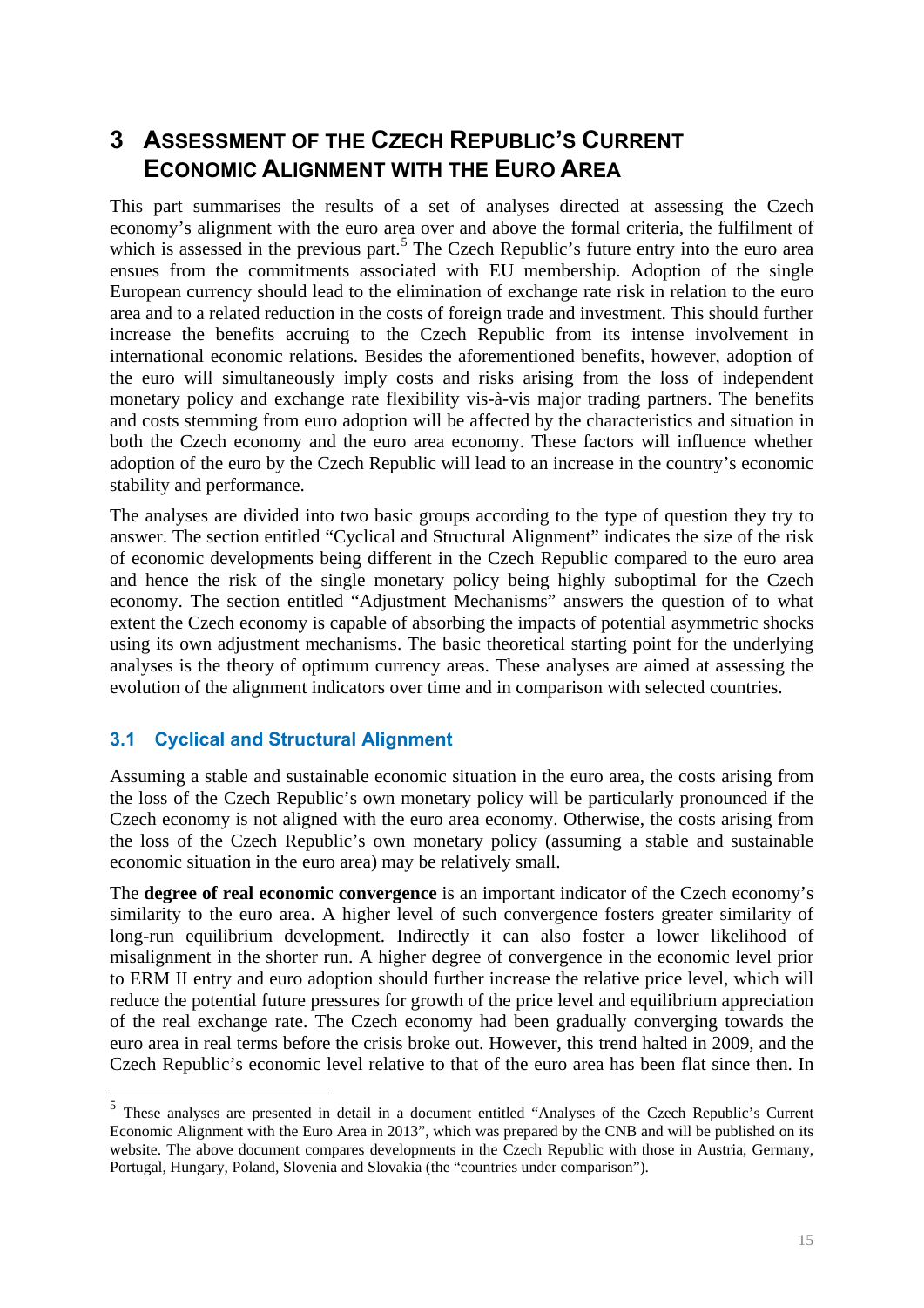# 3 ASSESSMENT OF THE CZECH REPUBLIC'S CURRENT ECONOMIC ALIGNMENT WITH THE EURO AREA

This part summarises the results of a set of analyses directed at assessing the Czech economy's alignment with the euro area over and above the formal criteria, the fulfilment of which is assessed in the previous part.[5] The Czech Republic's future entry into the euro area ensues from the commitments associated with EU membership. Adoption of the single European currency should lead to the elimination of exchange rate risk in relation to the euro area and to a related reduction in the costs of foreign trade and investment. This should further increase the benefits accruing to the Czech Republic from its intense involvement in international economic relations. Besides the aforementioned benefits, however, adoption of the euro will simultaneously imply costs and risks arising from the loss of independent monetary policy and exchange rate flexibility vis-à-vis major trading partners. The benefits and costs stemming from euro adoption will be affected by the characteristics and situation in both the Czech economy and the euro area economy. These factors will influence whether adoption of the euro by the Czech Republic will lead to an increase in the country's economic stability and performance.

The analyses are divided into two basic groups according to the type of question they try to answer. The section entitled "Cyclical and Structural Alignment" indicates the size of the risk of economic developments being different in the Czech Republic compared to the euro area and hence the risk of the single monetary policy being highly suboptimal for the Czech economy. The section entitled "Adjustment Mechanisms" answers the question of to what extent the Czech economy is capable of absorbing the impacts of potential asymmetric shocks using its own adjustment mechanisms. The basic theoretical starting point for the underlying analyses is the theory of optimum currency areas. These analyses are aimed at assessing the evolution of the alignment indicators over time and in comparison with selected countries.

## 3.1 Cyclical and Structural Alignment

Assuming a stable and sustainable economic situation in the euro area, the costs arising from the loss of the Czech Republic's own monetary policy will be particularly pronounced if the Czech economy is not aligned with the euro area economy. Otherwise, the costs arising from the loss of the Czech Republic's own monetary policy (assuming a stable and sustainable economic situation in the euro area) may be relatively small.

The **degree of real economic convergence** is an important indicator of the Czech economy's similarity to the euro area. A higher level of such convergence fosters greater similarity of long-run equilibrium development. Indirectly it can also foster a lower likelihood of misalignment in the shorter run. A higher degree of convergence in the economic level prior to ERM II entry and euro adoption should further increase the relative price level, which will reduce the potential future pressures for growth of the price level and equilibrium appreciation of the real exchange rate. The Czech economy had been gradually converging towards the euro area in real terms before the crisis broke out. However, this trend halted in 2009, and the Czech Republic's economic level relative to that of the euro area has been flat since then. In

---

[5] These analyses are presented in detail in a document entitled "Analyses of the Czech Republic's Current Economic Alignment with the Euro Area in 2013", which was prepared by the CNB and will be published on its website. The above document compares developments in the Czech Republic with those in Austria, Germany, Portugal, Hungary, Poland, Slovenia and Slovakia (the "countries under comparison").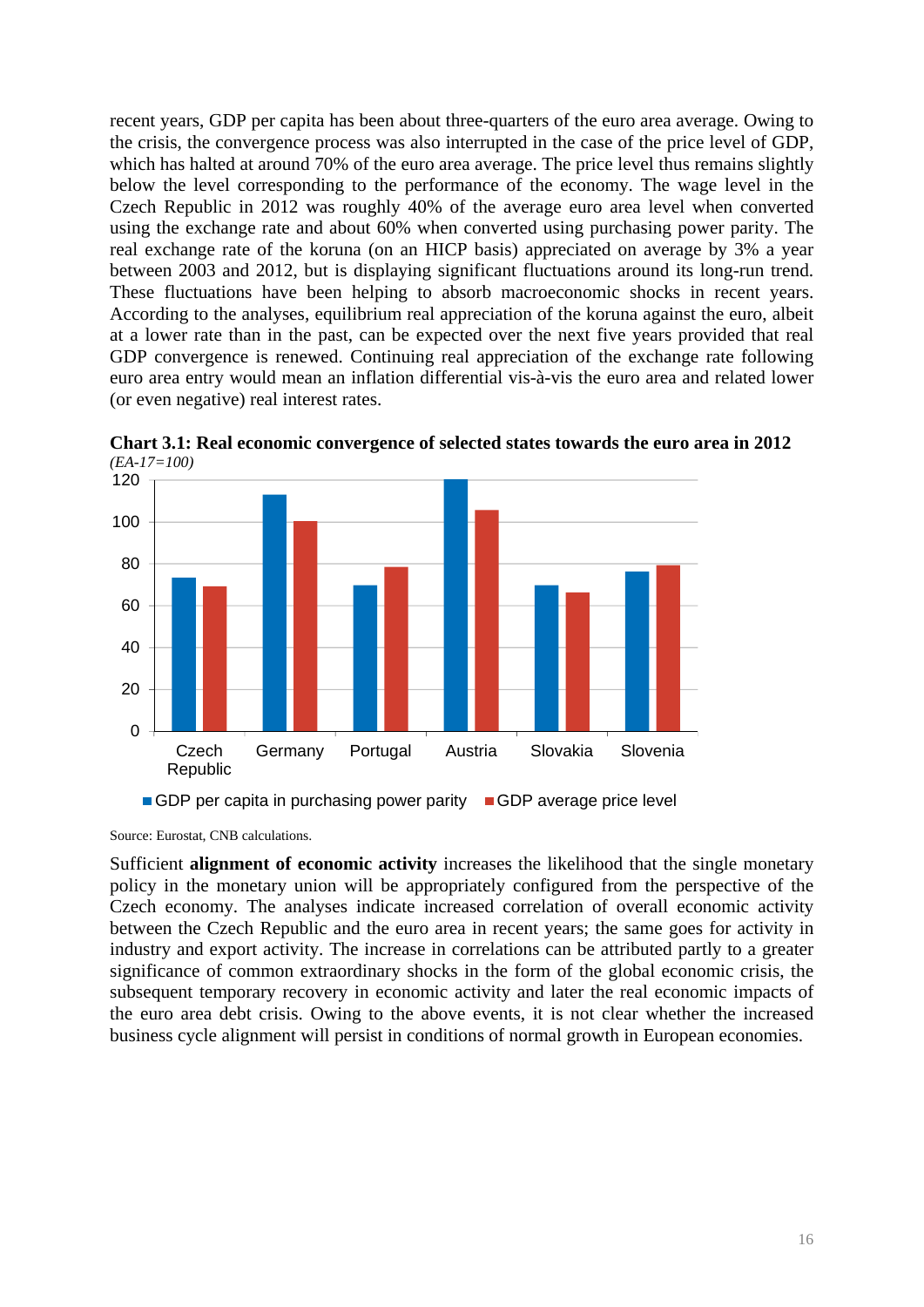recent years, GDP per capita has been about three-quarters of the euro area average. Owing to the crisis, the convergence process was also interrupted in the case of the price level of GDP, which has halted at around 70% of the euro area average. The price level thus remains slightly below the level corresponding to the performance of the economy. The wage level in the Czech Republic in 2012 was roughly 40% of the average euro area level when converted using the exchange rate and about 60% when converted using purchasing power parity. The real exchange rate of the koruna (on an HICP basis) appreciated on average by 3% a year between 2003 and 2012, but is displaying significant fluctuations around its long-run trend. These fluctuations have been helping to absorb macroeconomic shocks in recent years. According to the analyses, equilibrium real appreciation of the koruna against the euro, albeit at a lower rate than in the past, can be expected over the next five years provided that real GDP convergence is renewed. Continuing real appreciation of the exchange rate following euro area entry would mean an inflation differential vis-à-vis the euro area and related lower (or even negative) real interest rates.

**Chart 3.1: Real economic convergence of selected states towards the euro area in 2012**
*(EA-17=100)*

| | GDP per capita in purchasing power parity | GDP average price level |
|---|---|---|
| Czech Republic | 73 | 69 |
| Germany | 113 | 100 |
| Portugal | 70 | 78 |
| Austria | 120 | 106 |
| Slovakia | 70 | 66 |
| Slovenia | 76 | 79 |

Source: Eurostat, CNB calculations.

Sufficient **alignment of economic activity** increases the likelihood that the single monetary policy in the monetary union will be appropriately configured from the perspective of the Czech economy. The analyses indicate increased correlation of overall economic activity between the Czech Republic and the euro area in recent years; the same goes for activity in industry and export activity. The increase in correlations can be attributed partly to a greater significance of common extraordinary shocks in the form of the global economic crisis, the subsequent temporary recovery in economic activity and later the real economic impacts of the euro area debt crisis. Owing to the above events, it is not clear whether the increased business cycle alignment will persist in conditions of normal growth in European economies.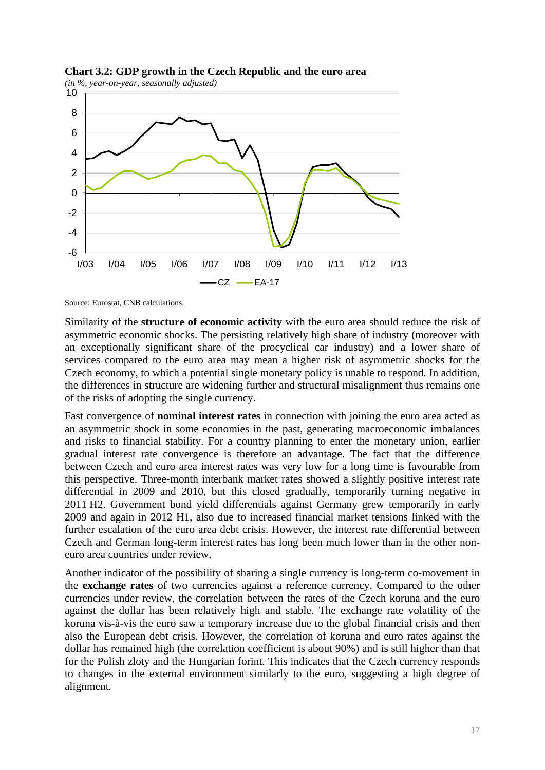**Chart 3.2: GDP growth in the Czech Republic and the euro area**

*(in %, year-on-year, seasonally adjusted)*

Source: Eurostat, CNB calculations.

Similarity of the **structure of economic activity** with the euro area should reduce the risk of asymmetric economic shocks. The persisting relatively high share of industry (moreover with an exceptionally significant share of the procyclical car industry) and a lower share of services compared to the euro area may mean a higher risk of asymmetric shocks for the Czech economy, to which a potential single monetary policy is unable to respond. In addition, the differences in structure are widening further and structural misalignment thus remains one of the risks of adopting the single currency.

Fast convergence of **nominal interest rates** in connection with joining the euro area acted as an asymmetric shock in some economies in the past, generating macroeconomic imbalances and risks to financial stability. For a country planning to enter the monetary union, earlier gradual interest rate convergence is therefore an advantage. The fact that the difference between Czech and euro area interest rates was very low for a long time is favourable from this perspective. Three-month interbank market rates showed a slightly positive interest rate differential in 2009 and 2010, but this closed gradually, temporarily turning negative in 2011 H2. Government bond yield differentials against Germany grew temporarily in early 2009 and again in 2012 H1, also due to increased financial market tensions linked with the further escalation of the euro area debt crisis. However, the interest rate differential between Czech and German long-term interest rates has long been much lower than in the other non-euro area countries under review.

Another indicator of the possibility of sharing a single currency is long-term co-movement in the **exchange rates** of two currencies against a reference currency. Compared to the other currencies under review, the correlation between the rates of the Czech koruna and the euro against the dollar has been relatively high and stable. The exchange rate volatility of the koruna vis-à-vis the euro saw a temporary increase due to the global financial crisis and then also the European debt crisis. However, the correlation of koruna and euro rates against the dollar has remained high (the correlation coefficient is about 90%) and is still higher than that for the Polish zloty and the Hungarian forint. This indicates that the Czech currency responds to changes in the external environment similarly to the euro, suggesting a high degree of alignment.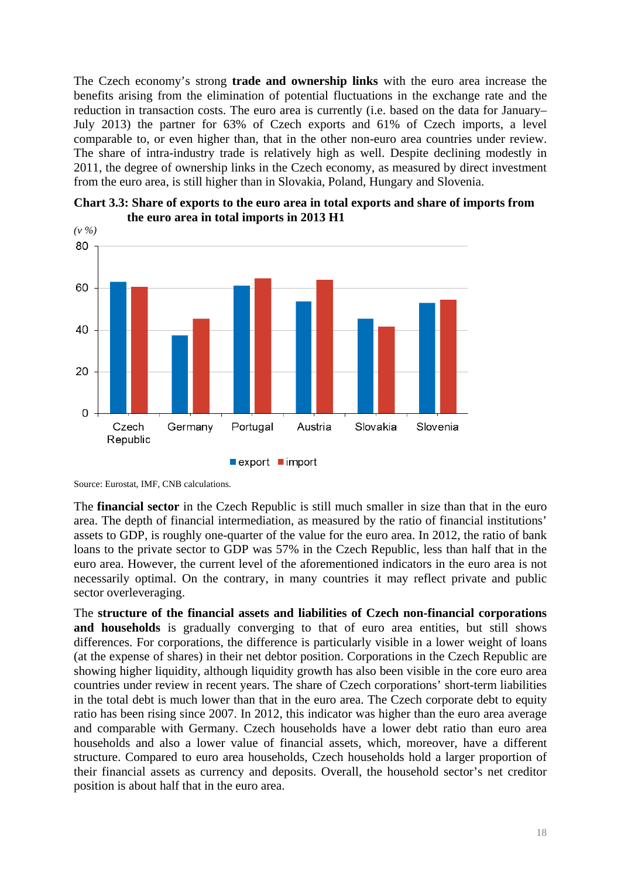The Czech economy's strong **trade and ownership links** with the euro area increase the benefits arising from the elimination of potential fluctuations in the exchange rate and the reduction in transaction costs. The euro area is currently (i.e. based on the data for January–July 2013) the partner for 63% of Czech exports and 61% of Czech imports, a level comparable to, or even higher than, that in the other non-euro area countries under review. The share of intra-industry trade is relatively high as well. Despite declining modestly in 2011, the degree of ownership links in the Czech economy, as measured by direct investment from the euro area, is still higher than in Slovakia, Poland, Hungary and Slovenia.

**Chart 3.3: Share of exports to the euro area in total exports and share of imports from the euro area in total imports in 2013 H1**

*(v %)*

| | export | import |
|---|---|---|
| Czech Republic | 63 | 61 |
| Germany | 37 | 45 |
| Portugal | 61 | 65 |
| Austria | 54 | 64 |
| Slovakia | 45 | 42 |
| Slovenia | 53 | 54 |

Source: Eurostat, IMF, CNB calculations.

The **financial sector** in the Czech Republic is still much smaller in size than that in the euro area. The depth of financial intermediation, as measured by the ratio of financial institutions' assets to GDP, is roughly one-quarter of the value for the euro area. In 2012, the ratio of bank loans to the private sector to GDP was 57% in the Czech Republic, less than half that in the euro area. However, the current level of the aforementioned indicators in the euro area is not necessarily optimal. On the contrary, in many countries it may reflect private and public sector overleveraging.

The **structure of the financial assets and liabilities of Czech non-financial corporations and households** is gradually converging to that of euro area entities, but still shows differences. For corporations, the difference is particularly visible in a lower weight of loans (at the expense of shares) in their net debtor position. Corporations in the Czech Republic are showing higher liquidity, although liquidity growth has also been visible in the core euro area countries under review in recent years. The share of Czech corporations' short-term liabilities in the total debt is much lower than that in the euro area. The Czech corporate debt to equity ratio has been rising since 2007. In 2012, this indicator was higher than the euro area average and comparable with Germany. Czech households have a lower debt ratio than euro area households and also a lower value of financial assets, which, moreover, have a different structure. Compared to euro area households, Czech households hold a larger proportion of their financial assets as currency and deposits. Overall, the household sector's net creditor position is about half that in the euro area.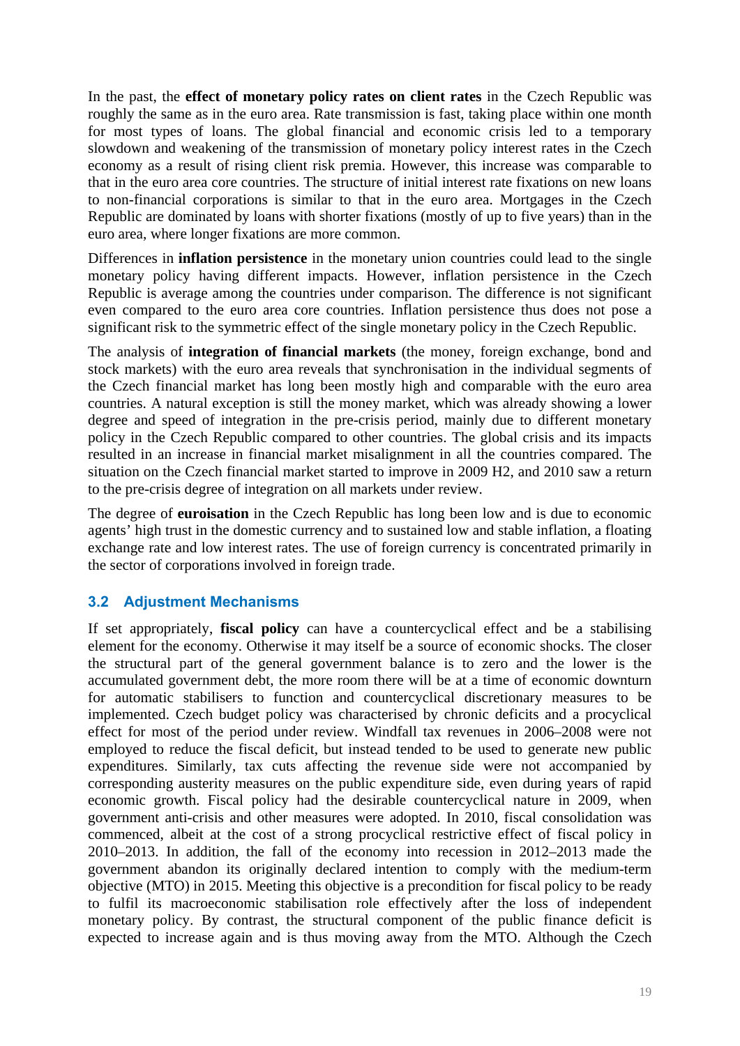In the past, the **effect of monetary policy rates on client rates** in the Czech Republic was roughly the same as in the euro area. Rate transmission is fast, taking place within one month for most types of loans. The global financial and economic crisis led to a temporary slowdown and weakening of the transmission of monetary policy interest rates in the Czech economy as a result of rising client risk premia. However, this increase was comparable to that in the euro area core countries. The structure of initial interest rate fixations on new loans to non-financial corporations is similar to that in the euro area. Mortgages in the Czech Republic are dominated by loans with shorter fixations (mostly of up to five years) than in the euro area, where longer fixations are more common.

Differences in **inflation persistence** in the monetary union countries could lead to the single monetary policy having different impacts. However, inflation persistence in the Czech Republic is average among the countries under comparison. The difference is not significant even compared to the euro area core countries. Inflation persistence thus does not pose a significant risk to the symmetric effect of the single monetary policy in the Czech Republic.

The analysis of **integration of financial markets** (the money, foreign exchange, bond and stock markets) with the euro area reveals that synchronisation in the individual segments of the Czech financial market has long been mostly high and comparable with the euro area countries. A natural exception is still the money market, which was already showing a lower degree and speed of integration in the pre-crisis period, mainly due to different monetary policy in the Czech Republic compared to other countries. The global crisis and its impacts resulted in an increase in financial market misalignment in all the countries compared. The situation on the Czech financial market started to improve in 2009 H2, and 2010 saw a return to the pre-crisis degree of integration on all markets under review.

The degree of **euroisation** in the Czech Republic has long been low and is due to economic agents' high trust in the domestic currency and to sustained low and stable inflation, a floating exchange rate and low interest rates. The use of foreign currency is concentrated primarily in the sector of corporations involved in foreign trade.

## 3.2 Adjustment Mechanisms

If set appropriately, **fiscal policy** can have a countercyclical effect and be a stabilising element for the economy. Otherwise it may itself be a source of economic shocks. The closer the structural part of the general government balance is to zero and the lower is the accumulated government debt, the more room there will be at a time of economic downturn for automatic stabilisers to function and countercyclical discretionary measures to be implemented. Czech budget policy was characterised by chronic deficits and a procyclical effect for most of the period under review. Windfall tax revenues in 2006–2008 were not employed to reduce the fiscal deficit, but instead tended to be used to generate new public expenditures. Similarly, tax cuts affecting the revenue side were not accompanied by corresponding austerity measures on the public expenditure side, even during years of rapid economic growth. Fiscal policy had the desirable countercyclical nature in 2009, when government anti-crisis and other measures were adopted. In 2010, fiscal consolidation was commenced, albeit at the cost of a strong procyclical restrictive effect of fiscal policy in 2010–2013. In addition, the fall of the economy into recession in 2012–2013 made the government abandon its originally declared intention to comply with the medium-term objective (MTO) in 2015. Meeting this objective is a precondition for fiscal policy to be ready to fulfil its macroeconomic stabilisation role effectively after the loss of independent monetary policy. By contrast, the structural component of the public finance deficit is expected to increase again and is thus moving away from the MTO. Although the Czech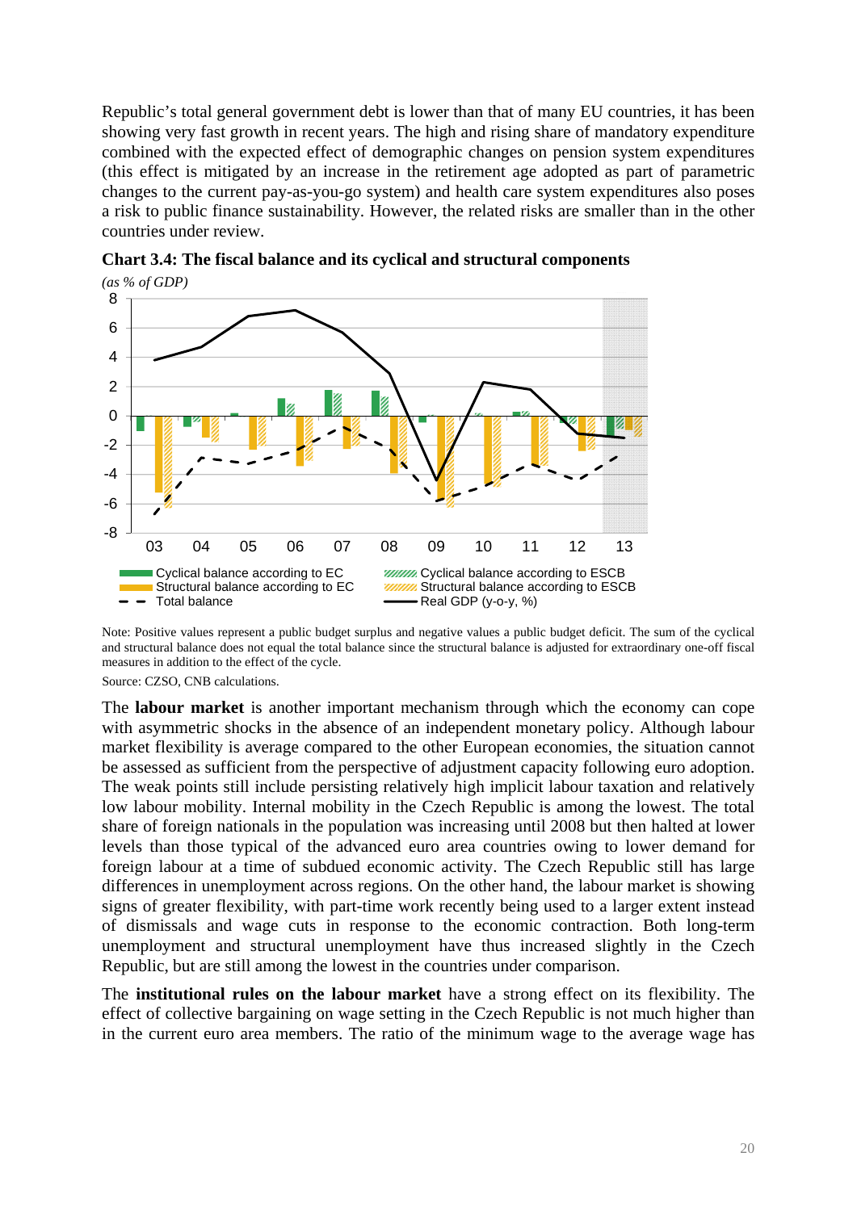Republic's total general government debt is lower than that of many EU countries, it has been showing very fast growth in recent years. The high and rising share of mandatory expenditure combined with the expected effect of demographic changes on pension system expenditures (this effect is mitigated by an increase in the retirement age adopted as part of parametric changes to the current pay-as-you-go system) and health care system expenditures also poses a risk to public finance sustainability. However, the related risks are smaller than in the other countries under review.

**Chart 3.4: The fiscal balance and its cyclical and structural components**

*(as % of GDP)*

Note: Positive values represent a public budget surplus and negative values a public budget deficit. The sum of the cyclical and structural balance does not equal the total balance since the structural balance is adjusted for extraordinary one-off fiscal measures in addition to the effect of the cycle.

Source: CZSO, CNB calculations.

The **labour market** is another important mechanism through which the economy can cope with asymmetric shocks in the absence of an independent monetary policy. Although labour market flexibility is average compared to the other European economies, the situation cannot be assessed as sufficient from the perspective of adjustment capacity following euro adoption. The weak points still include persisting relatively high implicit labour taxation and relatively low labour mobility. Internal mobility in the Czech Republic is among the lowest. The total share of foreign nationals in the population was increasing until 2008 but then halted at lower levels than those typical of the advanced euro area countries owing to lower demand for foreign labour at a time of subdued economic activity. The Czech Republic still has large differences in unemployment across regions. On the other hand, the labour market is showing signs of greater flexibility, with part-time work recently being used to a larger extent instead of dismissals and wage cuts in response to the economic contraction. Both long-term unemployment and structural unemployment have thus increased slightly in the Czech Republic, but are still among the lowest in the countries under comparison.

The **institutional rules on the labour market** have a strong effect on its flexibility. The effect of collective bargaining on wage setting in the Czech Republic is not much higher than in the current euro area members. The ratio of the minimum wage to the average wage has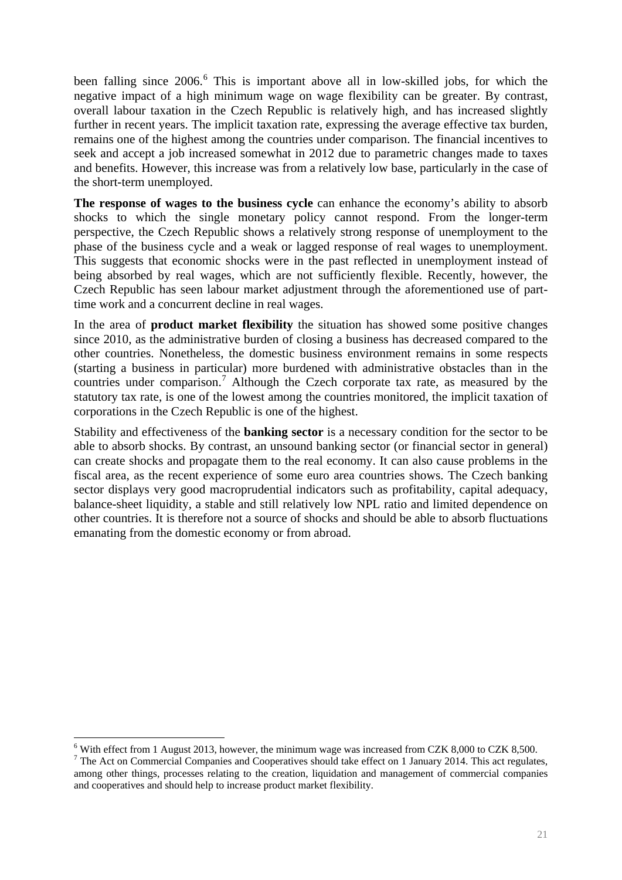been falling since 2006.[6] This is important above all in low-skilled jobs, for which the negative impact of a high minimum wage on wage flexibility can be greater. By contrast, overall labour taxation in the Czech Republic is relatively high, and has increased slightly further in recent years. The implicit taxation rate, expressing the average effective tax burden, remains one of the highest among the countries under comparison. The financial incentives to seek and accept a job increased somewhat in 2012 due to parametric changes made to taxes and benefits. However, this increase was from a relatively low base, particularly in the case of the short-term unemployed.

**The response of wages to the business cycle** can enhance the economy's ability to absorb shocks to which the single monetary policy cannot respond. From the longer-term perspective, the Czech Republic shows a relatively strong response of unemployment to the phase of the business cycle and a weak or lagged response of real wages to unemployment. This suggests that economic shocks were in the past reflected in unemployment instead of being absorbed by real wages, which are not sufficiently flexible. Recently, however, the Czech Republic has seen labour market adjustment through the aforementioned use of part-time work and a concurrent decline in real wages.

In the area of **product market flexibility** the situation has showed some positive changes since 2010, as the administrative burden of closing a business has decreased compared to the other countries. Nonetheless, the domestic business environment remains in some respects (starting a business in particular) more burdened with administrative obstacles than in the countries under comparison.[7] Although the Czech corporate tax rate, as measured by the statutory tax rate, is one of the lowest among the countries monitored, the implicit taxation of corporations in the Czech Republic is one of the highest.

Stability and effectiveness of the **banking sector** is a necessary condition for the sector to be able to absorb shocks. By contrast, an unsound banking sector (or financial sector in general) can create shocks and propagate them to the real economy. It can also cause problems in the fiscal area, as the recent experience of some euro area countries shows. The Czech banking sector displays very good macroprudential indicators such as profitability, capital adequacy, balance-sheet liquidity, a stable and still relatively low NPL ratio and limited dependence on other countries. It is therefore not a source of shocks and should be able to absorb fluctuations emanating from the domestic economy or from abroad.

---

[6] With effect from 1 August 2013, however, the minimum wage was increased from CZK 8,000 to CZK 8,500.

[7] The Act on Commercial Companies and Cooperatives should take effect on 1 January 2014. This act regulates, among other things, processes relating to the creation, liquidation and management of commercial companies and cooperatives and should help to increase product market flexibility.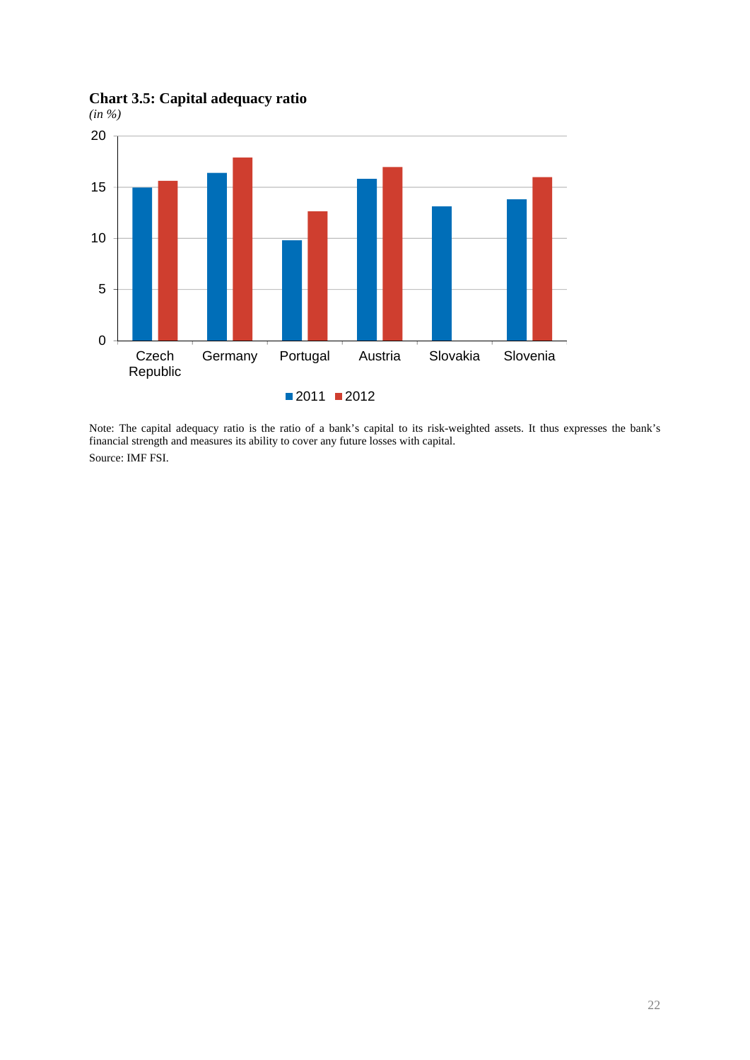**Chart 3.5: Capital adequacy ratio**

*(in %)*

Note: The capital adequacy ratio is the ratio of a bank's capital to its risk-weighted assets. It thus expresses the bank's financial strength and measures its ability to cover any future losses with capital.

Source: IMF FSI.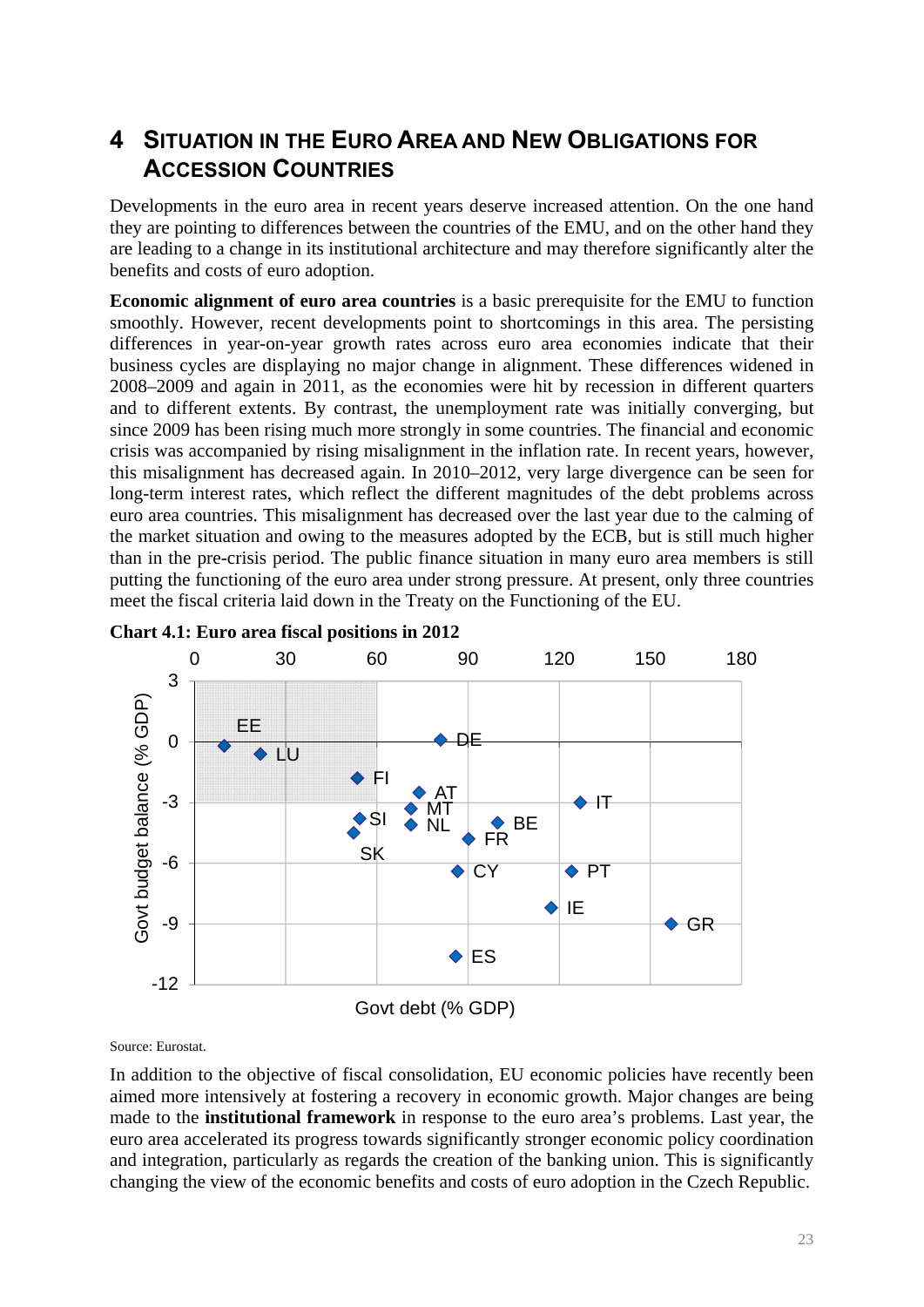# 4 Situation in the Euro Area and New Obligations for Accession Countries

Developments in the euro area in recent years deserve increased attention. On the one hand they are pointing to differences between the countries of the EMU, and on the other hand they are leading to a change in its institutional architecture and may therefore significantly alter the benefits and costs of euro adoption.

**Economic alignment of euro area countries** is a basic prerequisite for the EMU to function smoothly. However, recent developments point to shortcomings in this area. The persisting differences in year-on-year growth rates across euro area economies indicate that their business cycles are displaying no major change in alignment. These differences widened in 2008–2009 and again in 2011, as the economies were hit by recession in different quarters and to different extents. By contrast, the unemployment rate was initially converging, but since 2009 has been rising much more strongly in some countries. The financial and economic crisis was accompanied by rising misalignment in the inflation rate. In recent years, however, this misalignment has decreased again. In 2010–2012, very large divergence can be seen for long-term interest rates, which reflect the different magnitudes of the debt problems across euro area countries. This misalignment has decreased over the last year due to the calming of the market situation and owing to the measures adopted by the ECB, but is still much higher than in the pre-crisis period. The public finance situation in many euro area members is still putting the functioning of the euro area under strong pressure. At present, only three countries meet the fiscal criteria laid down in the Treaty on the Functioning of the EU.

**Chart 4.1: Euro area fiscal positions in 2012**

Source: Eurostat.

In addition to the objective of fiscal consolidation, EU economic policies have recently been aimed more intensively at fostering a recovery in economic growth. Major changes are being made to the **institutional framework** in response to the euro area's problems. Last year, the euro area accelerated its progress towards significantly stronger economic policy coordination and integration, particularly as regards the creation of the banking union. This is significantly changing the view of the economic benefits and costs of euro adoption in the Czech Republic.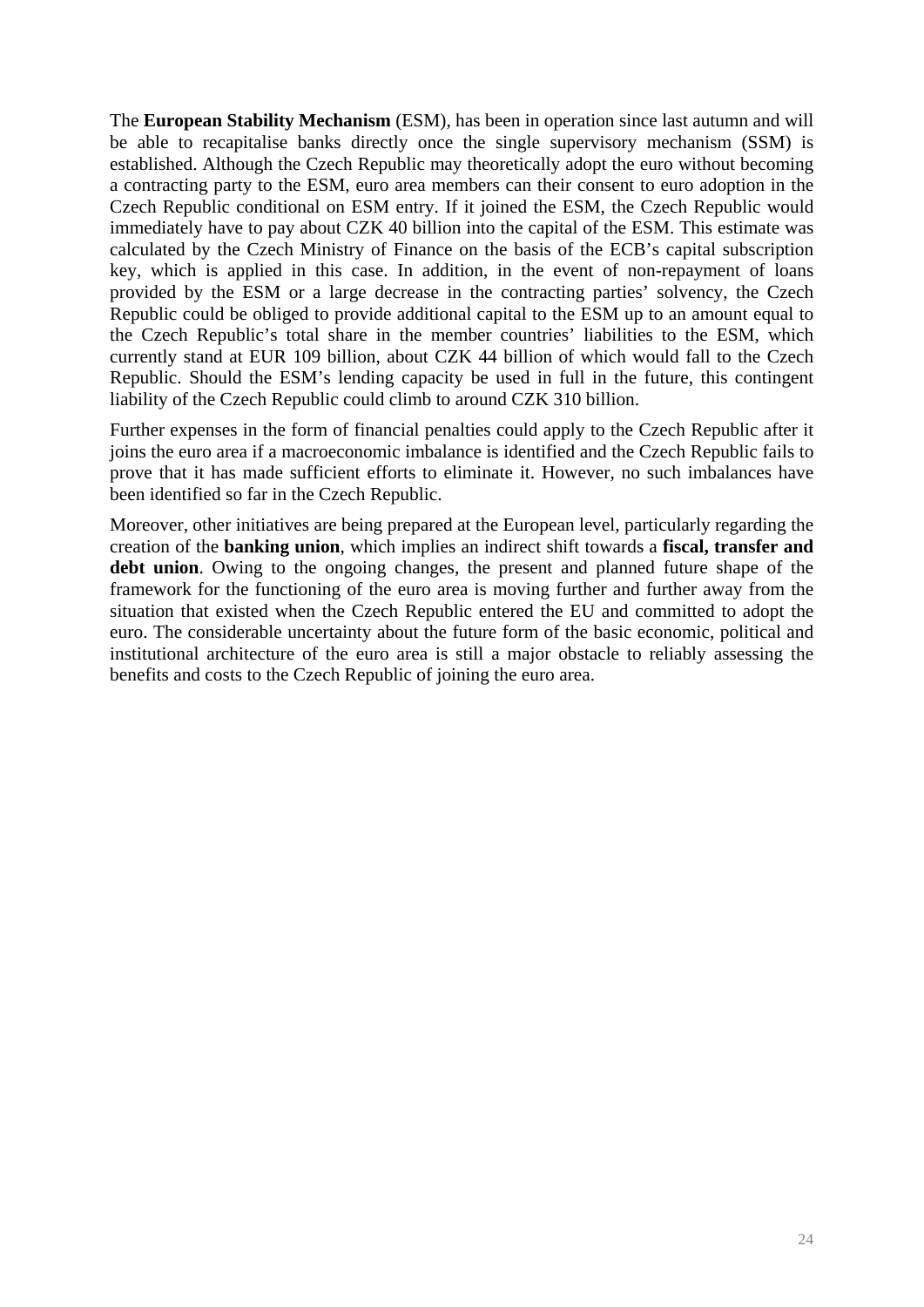The **European Stability Mechanism** (ESM), has been in operation since last autumn and will be able to recapitalise banks directly once the single supervisory mechanism (SSM) is established. Although the Czech Republic may theoretically adopt the euro without becoming a contracting party to the ESM, euro area members can their consent to euro adoption in the Czech Republic conditional on ESM entry. If it joined the ESM, the Czech Republic would immediately have to pay about CZK 40 billion into the capital of the ESM. This estimate was calculated by the Czech Ministry of Finance on the basis of the ECB's capital subscription key, which is applied in this case. In addition, in the event of non-repayment of loans provided by the ESM or a large decrease in the contracting parties' solvency, the Czech Republic could be obliged to provide additional capital to the ESM up to an amount equal to the Czech Republic's total share in the member countries' liabilities to the ESM, which currently stand at EUR 109 billion, about CZK 44 billion of which would fall to the Czech Republic. Should the ESM's lending capacity be used in full in the future, this contingent liability of the Czech Republic could climb to around CZK 310 billion.

Further expenses in the form of financial penalties could apply to the Czech Republic after it joins the euro area if a macroeconomic imbalance is identified and the Czech Republic fails to prove that it has made sufficient efforts to eliminate it. However, no such imbalances have been identified so far in the Czech Republic.

Moreover, other initiatives are being prepared at the European level, particularly regarding the creation of the **banking union**, which implies an indirect shift towards a **fiscal, transfer and debt union**. Owing to the ongoing changes, the present and planned future shape of the framework for the functioning of the euro area is moving further and further away from the situation that existed when the Czech Republic entered the EU and committed to adopt the euro. The considerable uncertainty about the future form of the basic economic, political and institutional architecture of the euro area is still a major obstacle to reliably assessing the benefits and costs to the Czech Republic of joining the euro area.